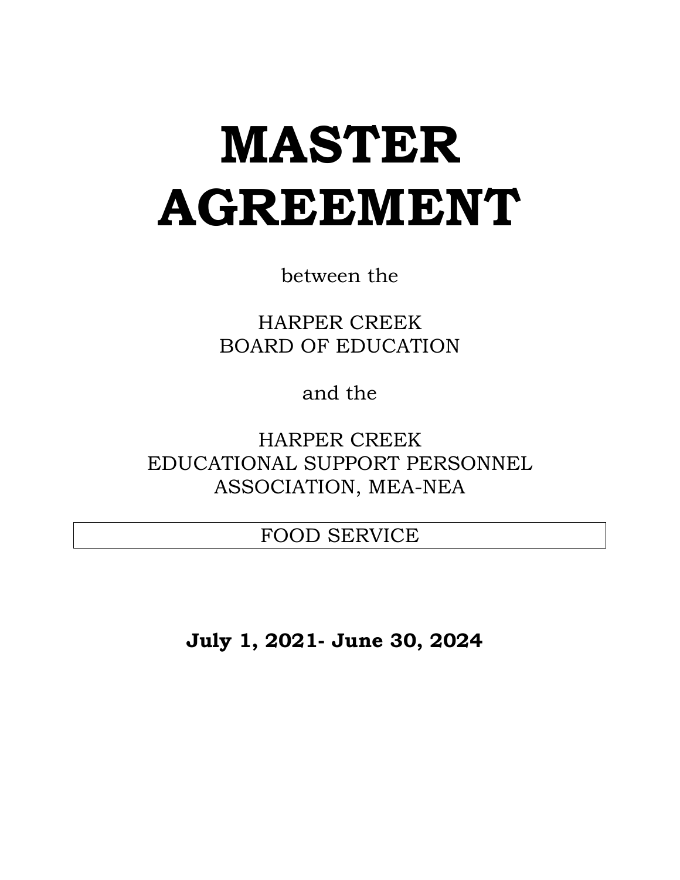# MASTER AGREEMENT

between the

HARPER CREEK
BOARD OF EDUCATION

and the

HARPER CREEK
EDUCATIONAL SUPPORT PERSONNEL
ASSOCIATION, MEA-NEA

FOOD SERVICE

**July 1, 2021- June 30, 2024**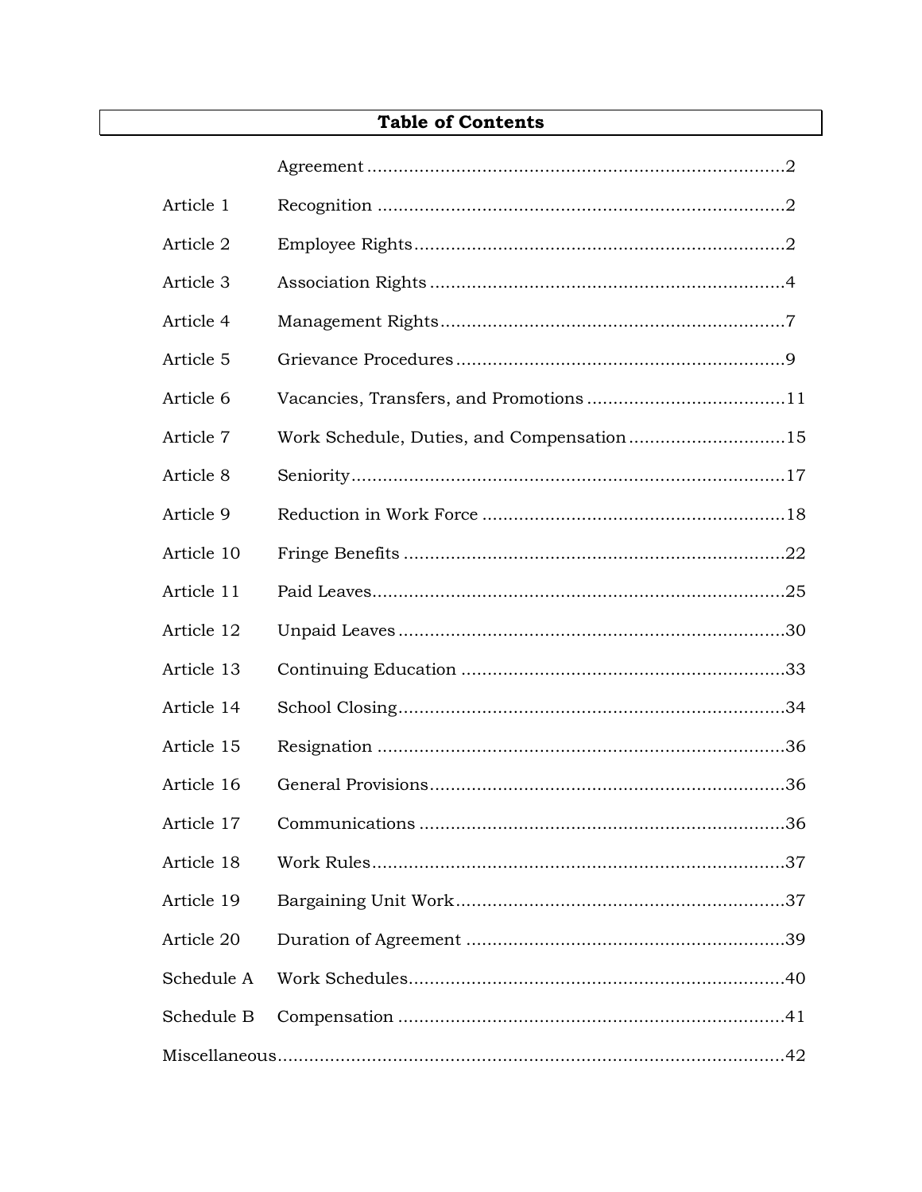# Table of Contents

| | | |
|---|---|---|
| | Agreement | 2 |
| Article 1 | Recognition | 2 |
| Article 2 | Employee Rights | 2 |
| Article 3 | Association Rights | 4 |
| Article 4 | Management Rights | 7 |
| Article 5 | Grievance Procedures | 9 |
| Article 6 | Vacancies, Transfers, and Promotions | 11 |
| Article 7 | Work Schedule, Duties, and Compensation | 15 |
| Article 8 | Seniority | 17 |
| Article 9 | Reduction in Work Force | 18 |
| Article 10 | Fringe Benefits | 22 |
| Article 11 | Paid Leaves | 25 |
| Article 12 | Unpaid Leaves | 30 |
| Article 13 | Continuing Education | 33 |
| Article 14 | School Closing | 34 |
| Article 15 | Resignation | 36 |
| Article 16 | General Provisions | 36 |
| Article 17 | Communications | 36 |
| Article 18 | Work Rules | 37 |
| Article 19 | Bargaining Unit Work | 37 |
| Article 20 | Duration of Agreement | 39 |
| Schedule A | Work Schedules | 40 |
| Schedule B | Compensation | 41 |
| Miscellaneous | | 42 |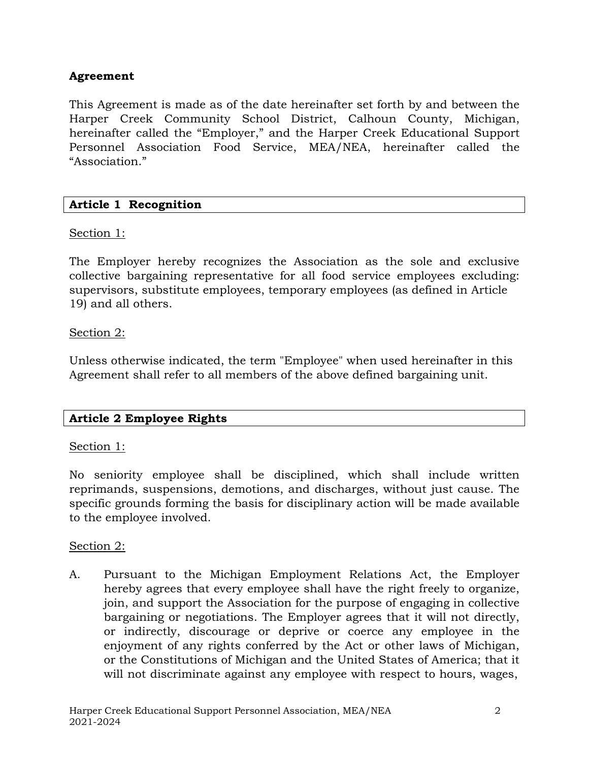## Agreement

This Agreement is made as of the date hereinafter set forth by and between the Harper Creek Community School District, Calhoun County, Michigan, hereinafter called the "Employer," and the Harper Creek Educational Support Personnel Association Food Service, MEA/NEA, hereinafter called the "Association."

## Article 1 Recognition

Section 1:

The Employer hereby recognizes the Association as the sole and exclusive collective bargaining representative for all food service employees excluding: supervisors, substitute employees, temporary employees (as defined in Article 19) and all others.

Section 2:

Unless otherwise indicated, the term "Employee" when used hereinafter in this Agreement shall refer to all members of the above defined bargaining unit.

## Article 2 Employee Rights

Section 1:

No seniority employee shall be disciplined, which shall include written reprimands, suspensions, demotions, and discharges, without just cause. The specific grounds forming the basis for disciplinary action will be made available to the employee involved.

Section 2:

A. Pursuant to the Michigan Employment Relations Act, the Employer hereby agrees that every employee shall have the right freely to organize, join, and support the Association for the purpose of engaging in collective bargaining or negotiations. The Employer agrees that it will not directly, or indirectly, discourage or deprive or coerce any employee in the enjoyment of any rights conferred by the Act or other laws of Michigan, or the Constitutions of Michigan and the United States of America; that it will not discriminate against any employee with respect to hours, wages,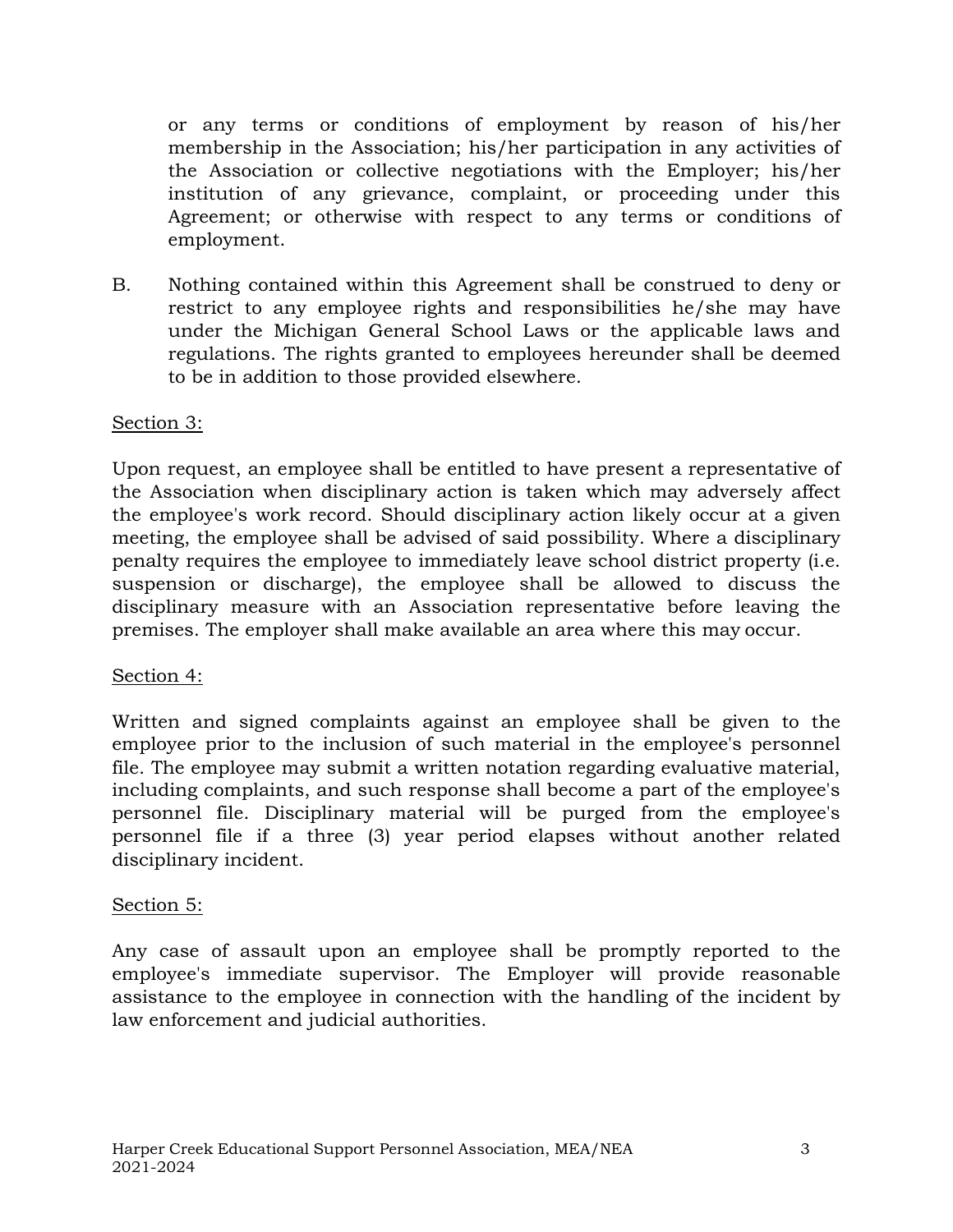or any terms or conditions of employment by reason of his/her membership in the Association; his/her participation in any activities of the Association or collective negotiations with the Employer; his/her institution of any grievance, complaint, or proceeding under this Agreement; or otherwise with respect to any terms or conditions of employment.

B. Nothing contained within this Agreement shall be construed to deny or restrict to any employee rights and responsibilities he/she may have under the Michigan General School Laws or the applicable laws and regulations. The rights granted to employees hereunder shall be deemed to be in addition to those provided elsewhere.

Section 3:

Upon request, an employee shall be entitled to have present a representative of the Association when disciplinary action is taken which may adversely affect the employee's work record. Should disciplinary action likely occur at a given meeting, the employee shall be advised of said possibility. Where a disciplinary penalty requires the employee to immediately leave school district property (i.e. suspension or discharge), the employee shall be allowed to discuss the disciplinary measure with an Association representative before leaving the premises. The employer shall make available an area where this may occur.

Section 4:

Written and signed complaints against an employee shall be given to the employee prior to the inclusion of such material in the employee's personnel file. The employee may submit a written notation regarding evaluative material, including complaints, and such response shall become a part of the employee's personnel file. Disciplinary material will be purged from the employee's personnel file if a three (3) year period elapses without another related disciplinary incident.

Section 5:

Any case of assault upon an employee shall be promptly reported to the employee's immediate supervisor. The Employer will provide reasonable assistance to the employee in connection with the handling of the incident by law enforcement and judicial authorities.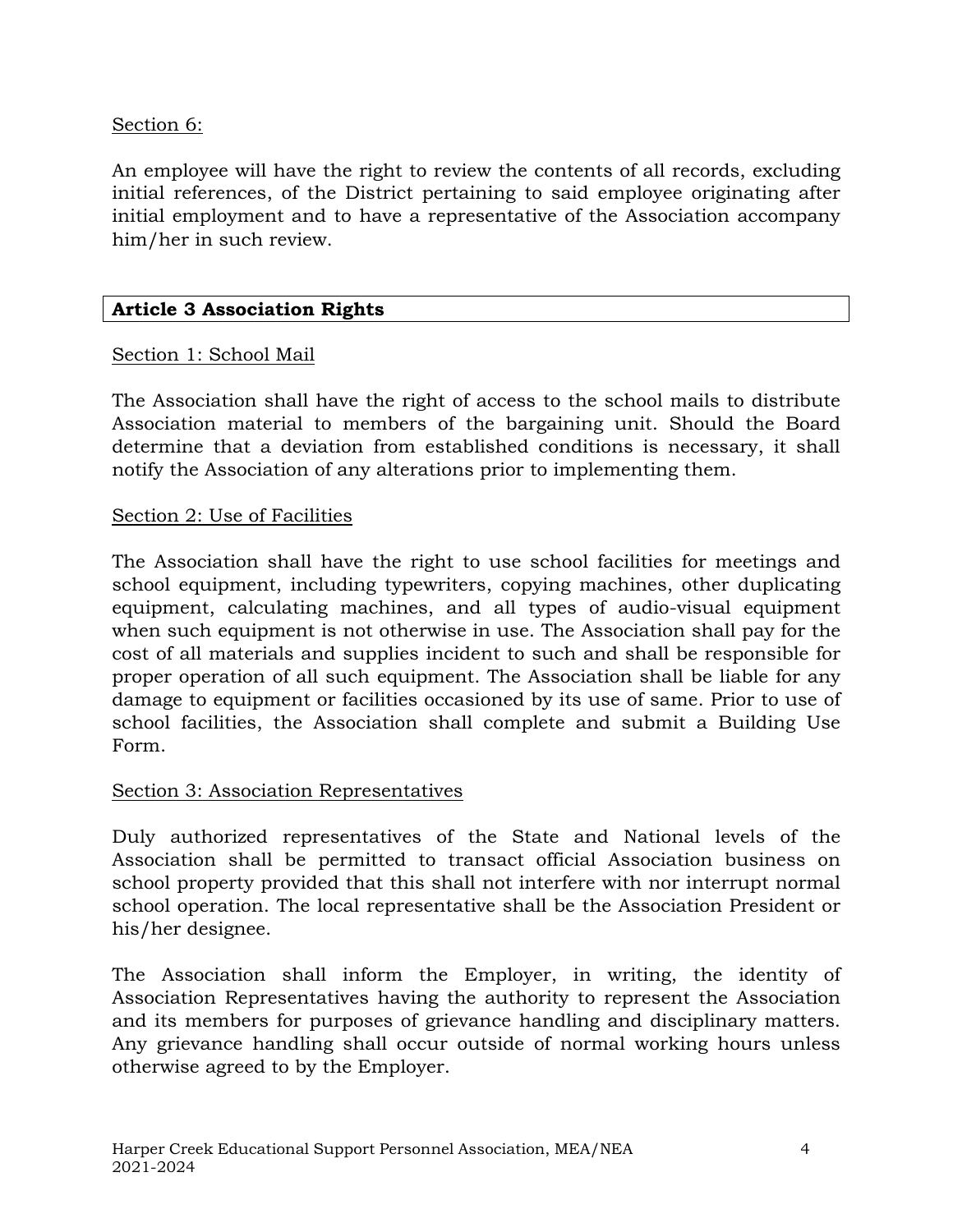Section 6:

An employee will have the right to review the contents of all records, excluding initial references, of the District pertaining to said employee originating after initial employment and to have a representative of the Association accompany him/her in such review.

## Article 3 Association Rights

Section 1: School Mail

The Association shall have the right of access to the school mails to distribute Association material to members of the bargaining unit. Should the Board determine that a deviation from established conditions is necessary, it shall notify the Association of any alterations prior to implementing them.

Section 2: Use of Facilities

The Association shall have the right to use school facilities for meetings and school equipment, including typewriters, copying machines, other duplicating equipment, calculating machines, and all types of audio-visual equipment when such equipment is not otherwise in use. The Association shall pay for the cost of all materials and supplies incident to such and shall be responsible for proper operation of all such equipment. The Association shall be liable for any damage to equipment or facilities occasioned by its use of same. Prior to use of school facilities, the Association shall complete and submit a Building Use Form.

Section 3: Association Representatives

Duly authorized representatives of the State and National levels of the Association shall be permitted to transact official Association business on school property provided that this shall not interfere with nor interrupt normal school operation. The local representative shall be the Association President or his/her designee.

The Association shall inform the Employer, in writing, the identity of Association Representatives having the authority to represent the Association and its members for purposes of grievance handling and disciplinary matters. Any grievance handling shall occur outside of normal working hours unless otherwise agreed to by the Employer.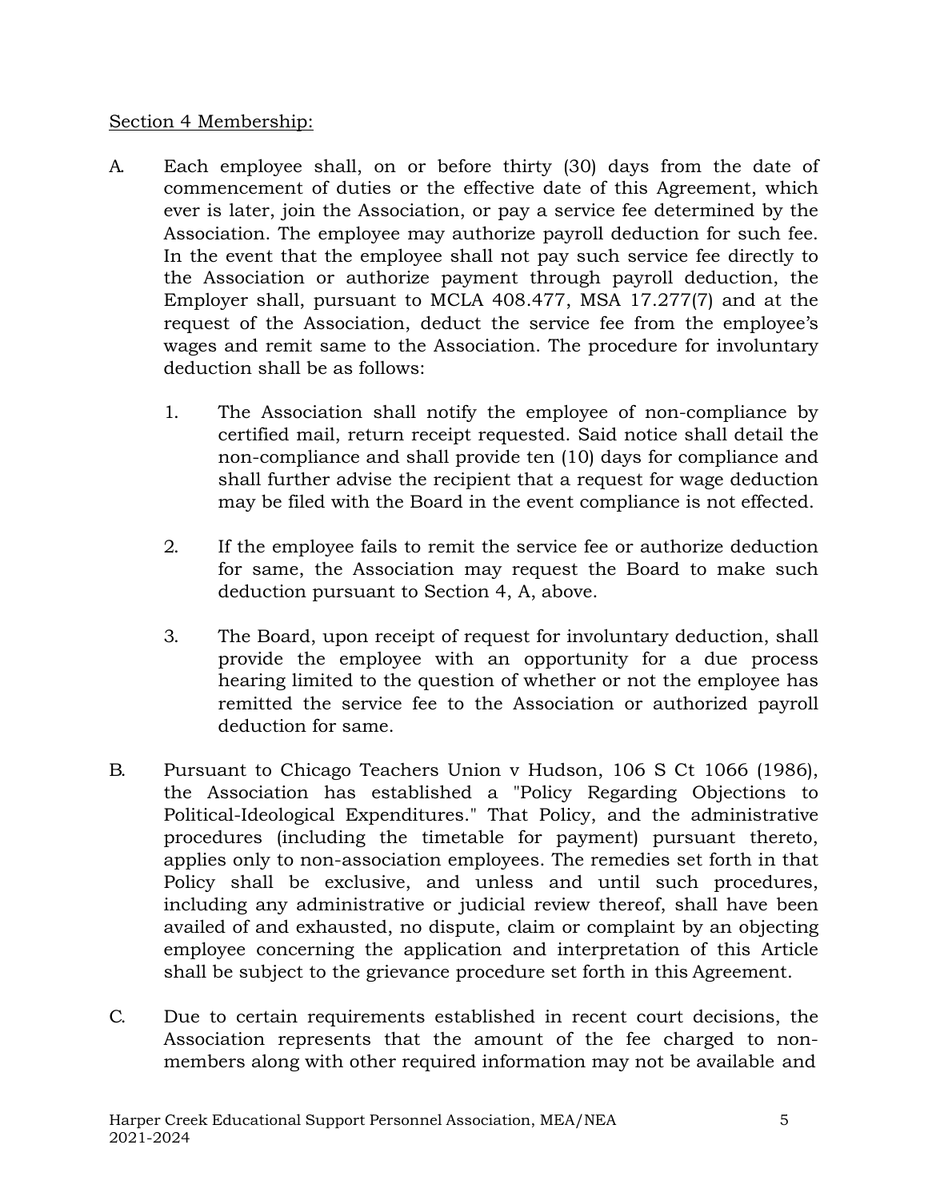Section 4 Membership:

A. Each employee shall, on or before thirty (30) days from the date of commencement of duties or the effective date of this Agreement, which ever is later, join the Association, or pay a service fee determined by the Association. The employee may authorize payroll deduction for such fee. In the event that the employee shall not pay such service fee directly to the Association or authorize payment through payroll deduction, the Employer shall, pursuant to MCLA 408.477, MSA 17.277(7) and at the request of the Association, deduct the service fee from the employee's wages and remit same to the Association. The procedure for involuntary deduction shall be as follows:

   1. The Association shall notify the employee of non-compliance by certified mail, return receipt requested. Said notice shall detail the non-compliance and shall provide ten (10) days for compliance and shall further advise the recipient that a request for wage deduction may be filed with the Board in the event compliance is not effected.

   2. If the employee fails to remit the service fee or authorize deduction for same, the Association may request the Board to make such deduction pursuant to Section 4, A, above.

   3. The Board, upon receipt of request for involuntary deduction, shall provide the employee with an opportunity for a due process hearing limited to the question of whether or not the employee has remitted the service fee to the Association or authorized payroll deduction for same.

B. Pursuant to Chicago Teachers Union v Hudson, 106 S Ct 1066 (1986), the Association has established a "Policy Regarding Objections to Political-Ideological Expenditures." That Policy, and the administrative procedures (including the timetable for payment) pursuant thereto, applies only to non-association employees. The remedies set forth in that Policy shall be exclusive, and unless and until such procedures, including any administrative or judicial review thereof, shall have been availed of and exhausted, no dispute, claim or complaint by an objecting employee concerning the application and interpretation of this Article shall be subject to the grievance procedure set forth in this Agreement.

C. Due to certain requirements established in recent court decisions, the Association represents that the amount of the fee charged to non-members along with other required information may not be available and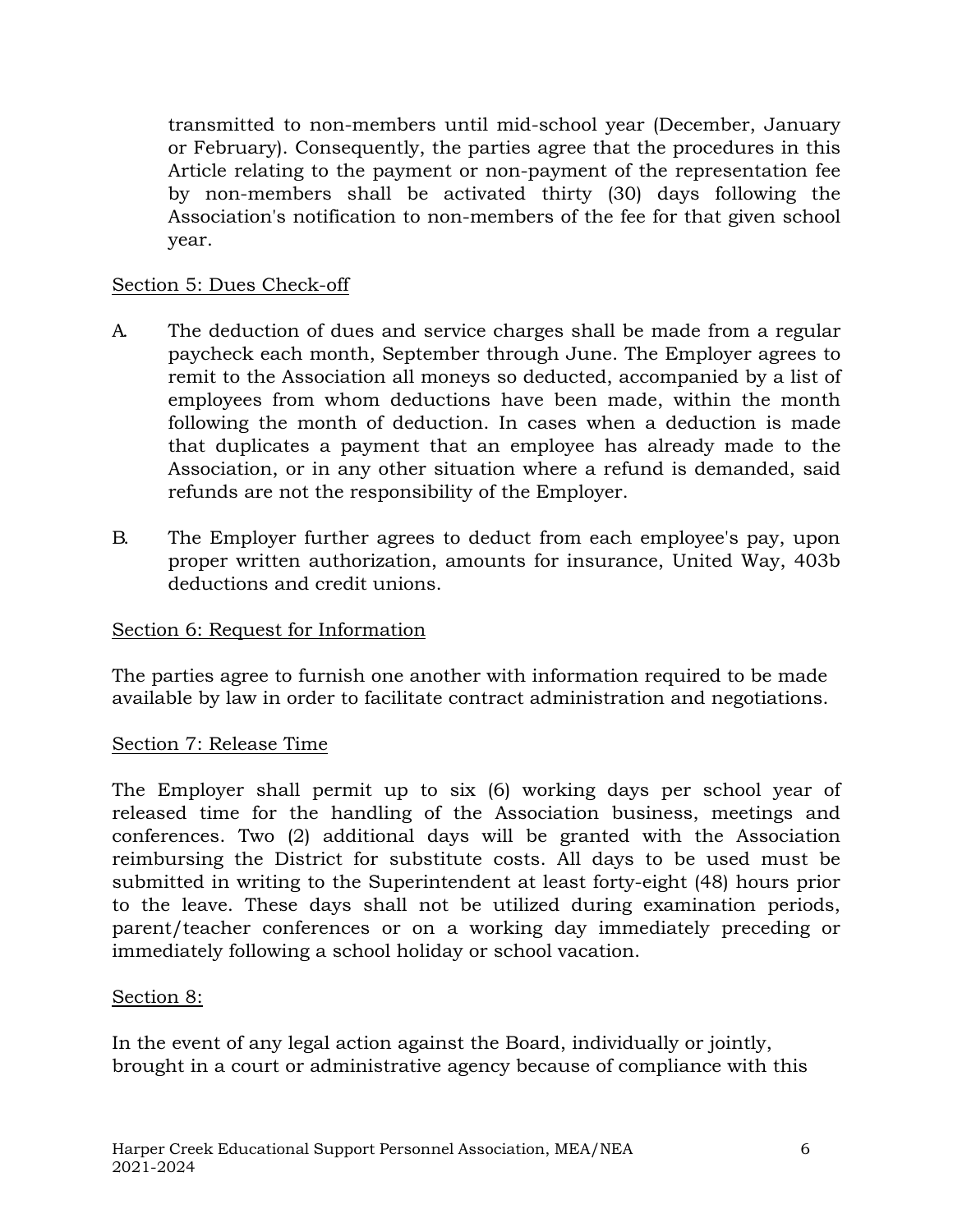transmitted to non-members until mid-school year (December, January or February). Consequently, the parties agree that the procedures in this Article relating to the payment or non-payment of the representation fee by non-members shall be activated thirty (30) days following the Association's notification to non-members of the fee for that given school year.

Section 5: Dues Check-off

A. The deduction of dues and service charges shall be made from a regular paycheck each month, September through June. The Employer agrees to remit to the Association all moneys so deducted, accompanied by a list of employees from whom deductions have been made, within the month following the month of deduction. In cases when a deduction is made that duplicates a payment that an employee has already made to the Association, or in any other situation where a refund is demanded, said refunds are not the responsibility of the Employer.

B. The Employer further agrees to deduct from each employee's pay, upon proper written authorization, amounts for insurance, United Way, 403b deductions and credit unions.

Section 6: Request for Information

The parties agree to furnish one another with information required to be made available by law in order to facilitate contract administration and negotiations.

Section 7: Release Time

The Employer shall permit up to six (6) working days per school year of released time for the handling of the Association business, meetings and conferences. Two (2) additional days will be granted with the Association reimbursing the District for substitute costs. All days to be used must be submitted in writing to the Superintendent at least forty-eight (48) hours prior to the leave. These days shall not be utilized during examination periods, parent/teacher conferences or on a working day immediately preceding or immediately following a school holiday or school vacation.

Section 8:

In the event of any legal action against the Board, individually or jointly, brought in a court or administrative agency because of compliance with this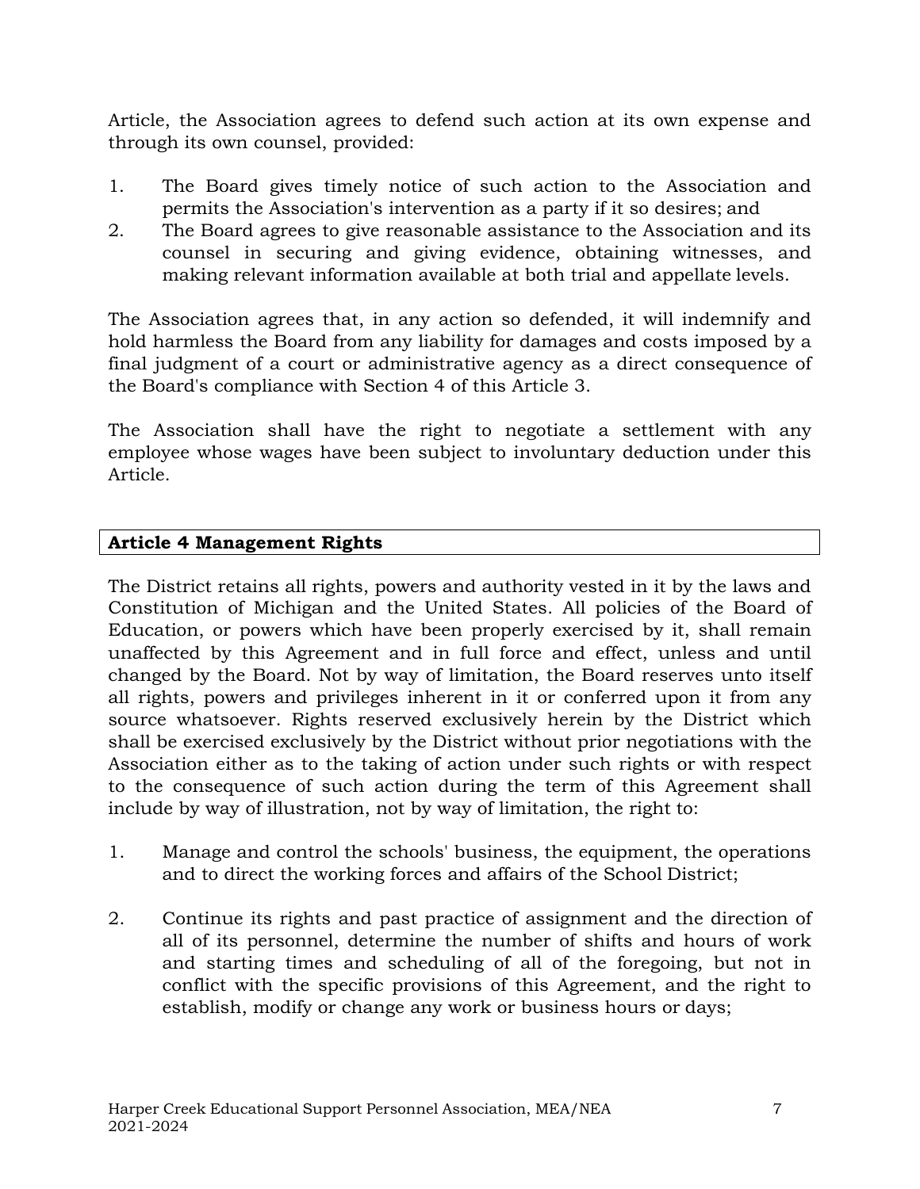Article, the Association agrees to defend such action at its own expense and through its own counsel, provided:

1. The Board gives timely notice of such action to the Association and permits the Association's intervention as a party if it so desires; and
2. The Board agrees to give reasonable assistance to the Association and its counsel in securing and giving evidence, obtaining witnesses, and making relevant information available at both trial and appellate levels.

The Association agrees that, in any action so defended, it will indemnify and hold harmless the Board from any liability for damages and costs imposed by a final judgment of a court or administrative agency as a direct consequence of the Board's compliance with Section 4 of this Article 3.

The Association shall have the right to negotiate a settlement with any employee whose wages have been subject to involuntary deduction under this Article.

## Article 4 Management Rights

The District retains all rights, powers and authority vested in it by the laws and Constitution of Michigan and the United States. All policies of the Board of Education, or powers which have been properly exercised by it, shall remain unaffected by this Agreement and in full force and effect, unless and until changed by the Board. Not by way of limitation, the Board reserves unto itself all rights, powers and privileges inherent in it or conferred upon it from any source whatsoever. Rights reserved exclusively herein by the District which shall be exercised exclusively by the District without prior negotiations with the Association either as to the taking of action under such rights or with respect to the consequence of such action during the term of this Agreement shall include by way of illustration, not by way of limitation, the right to:

1. Manage and control the schools' business, the equipment, the operations and to direct the working forces and affairs of the School District;

2. Continue its rights and past practice of assignment and the direction of all of its personnel, determine the number of shifts and hours of work and starting times and scheduling of all of the foregoing, but not in conflict with the specific provisions of this Agreement, and the right to establish, modify or change any work or business hours or days;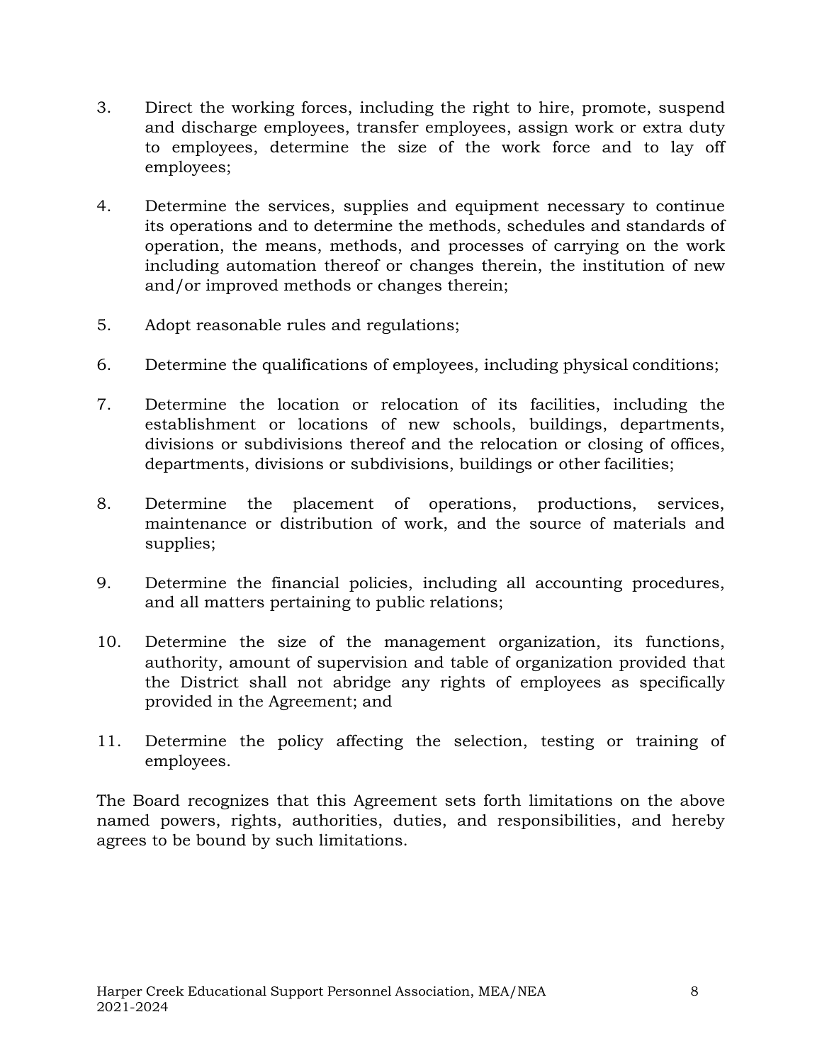3. Direct the working forces, including the right to hire, promote, suspend and discharge employees, transfer employees, assign work or extra duty to employees, determine the size of the work force and to lay off employees;

4. Determine the services, supplies and equipment necessary to continue its operations and to determine the methods, schedules and standards of operation, the means, methods, and processes of carrying on the work including automation thereof or changes therein, the institution of new and/or improved methods or changes therein;

5. Adopt reasonable rules and regulations;

6. Determine the qualifications of employees, including physical conditions;

7. Determine the location or relocation of its facilities, including the establishment or locations of new schools, buildings, departments, divisions or subdivisions thereof and the relocation or closing of offices, departments, divisions or subdivisions, buildings or other facilities;

8. Determine the placement of operations, productions, services, maintenance or distribution of work, and the source of materials and supplies;

9. Determine the financial policies, including all accounting procedures, and all matters pertaining to public relations;

10. Determine the size of the management organization, its functions, authority, amount of supervision and table of organization provided that the District shall not abridge any rights of employees as specifically provided in the Agreement; and

11. Determine the policy affecting the selection, testing or training of employees.

The Board recognizes that this Agreement sets forth limitations on the above named powers, rights, authorities, duties, and responsibilities, and hereby agrees to be bound by such limitations.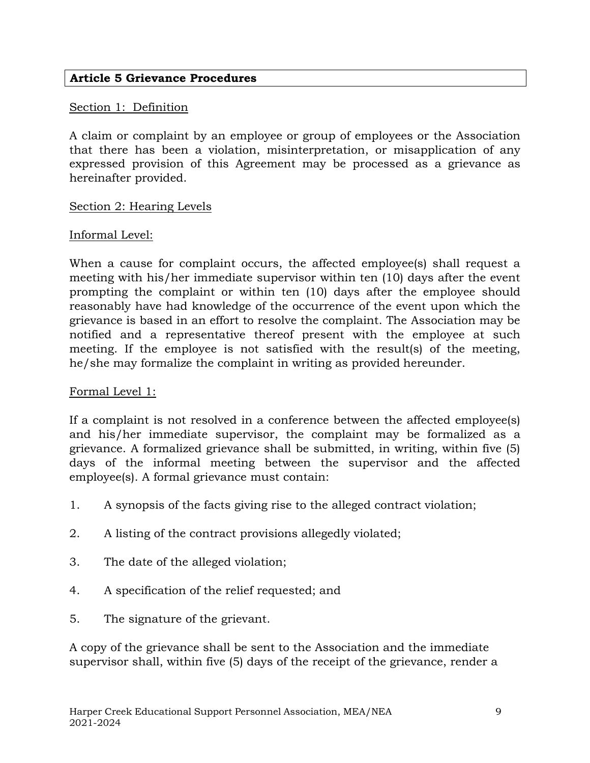## Article 5 Grievance Procedures

Section 1: Definition

A claim or complaint by an employee or group of employees or the Association that there has been a violation, misinterpretation, or misapplication of any expressed provision of this Agreement may be processed as a grievance as hereinafter provided.

Section 2: Hearing Levels

Informal Level:

When a cause for complaint occurs, the affected employee(s) shall request a meeting with his/her immediate supervisor within ten (10) days after the event prompting the complaint or within ten (10) days after the employee should reasonably have had knowledge of the occurrence of the event upon which the grievance is based in an effort to resolve the complaint. The Association may be notified and a representative thereof present with the employee at such meeting. If the employee is not satisfied with the result(s) of the meeting, he/she may formalize the complaint in writing as provided hereunder.

Formal Level 1:

If a complaint is not resolved in a conference between the affected employee(s) and his/her immediate supervisor, the complaint may be formalized as a grievance. A formalized grievance shall be submitted, in writing, within five (5) days of the informal meeting between the supervisor and the affected employee(s). A formal grievance must contain:

1. A synopsis of the facts giving rise to the alleged contract violation;
2. A listing of the contract provisions allegedly violated;
3. The date of the alleged violation;
4. A specification of the relief requested; and
5. The signature of the grievant.

A copy of the grievance shall be sent to the Association and the immediate supervisor shall, within five (5) days of the receipt of the grievance, render a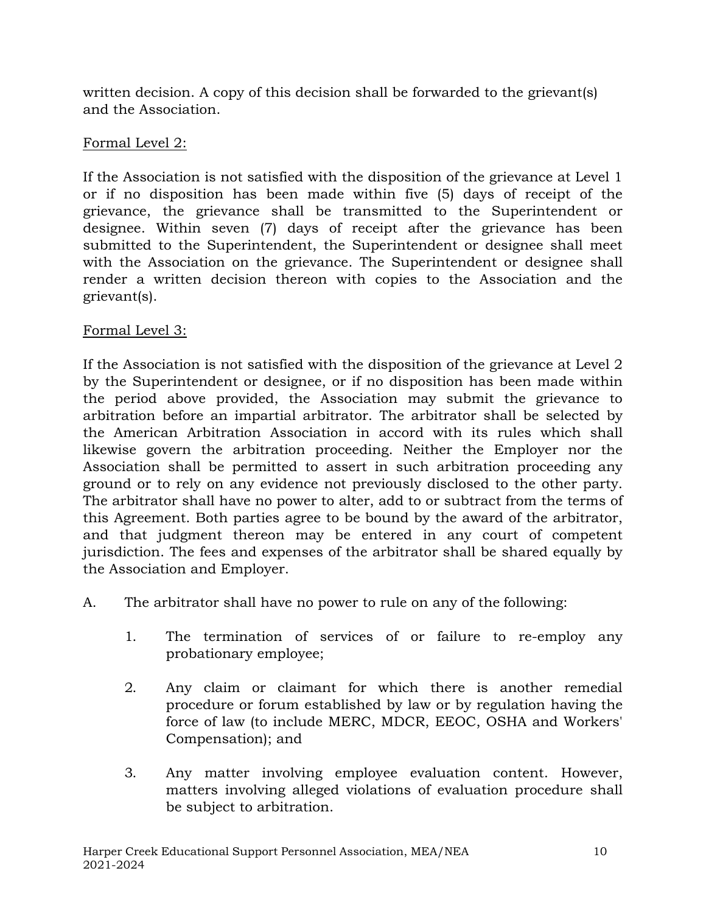written decision. A copy of this decision shall be forwarded to the grievant(s) and the Association.

Formal Level 2:

If the Association is not satisfied with the disposition of the grievance at Level 1 or if no disposition has been made within five (5) days of receipt of the grievance, the grievance shall be transmitted to the Superintendent or designee. Within seven (7) days of receipt after the grievance has been submitted to the Superintendent, the Superintendent or designee shall meet with the Association on the grievance. The Superintendent or designee shall render a written decision thereon with copies to the Association and the grievant(s).

Formal Level 3:

If the Association is not satisfied with the disposition of the grievance at Level 2 by the Superintendent or designee, or if no disposition has been made within the period above provided, the Association may submit the grievance to arbitration before an impartial arbitrator. The arbitrator shall be selected by the American Arbitration Association in accord with its rules which shall likewise govern the arbitration proceeding. Neither the Employer nor the Association shall be permitted to assert in such arbitration proceeding any ground or to rely on any evidence not previously disclosed to the other party. The arbitrator shall have no power to alter, add to or subtract from the terms of this Agreement. Both parties agree to be bound by the award of the arbitrator, and that judgment thereon may be entered in any court of competent jurisdiction. The fees and expenses of the arbitrator shall be shared equally by the Association and Employer.

A. The arbitrator shall have no power to rule on any of the following:

   1. The termination of services of or failure to re-employ any probationary employee;

   2. Any claim or claimant for which there is another remedial procedure or forum established by law or by regulation having the force of law (to include MERC, MDCR, EEOC, OSHA and Workers' Compensation); and

   3. Any matter involving employee evaluation content. However, matters involving alleged violations of evaluation procedure shall be subject to arbitration.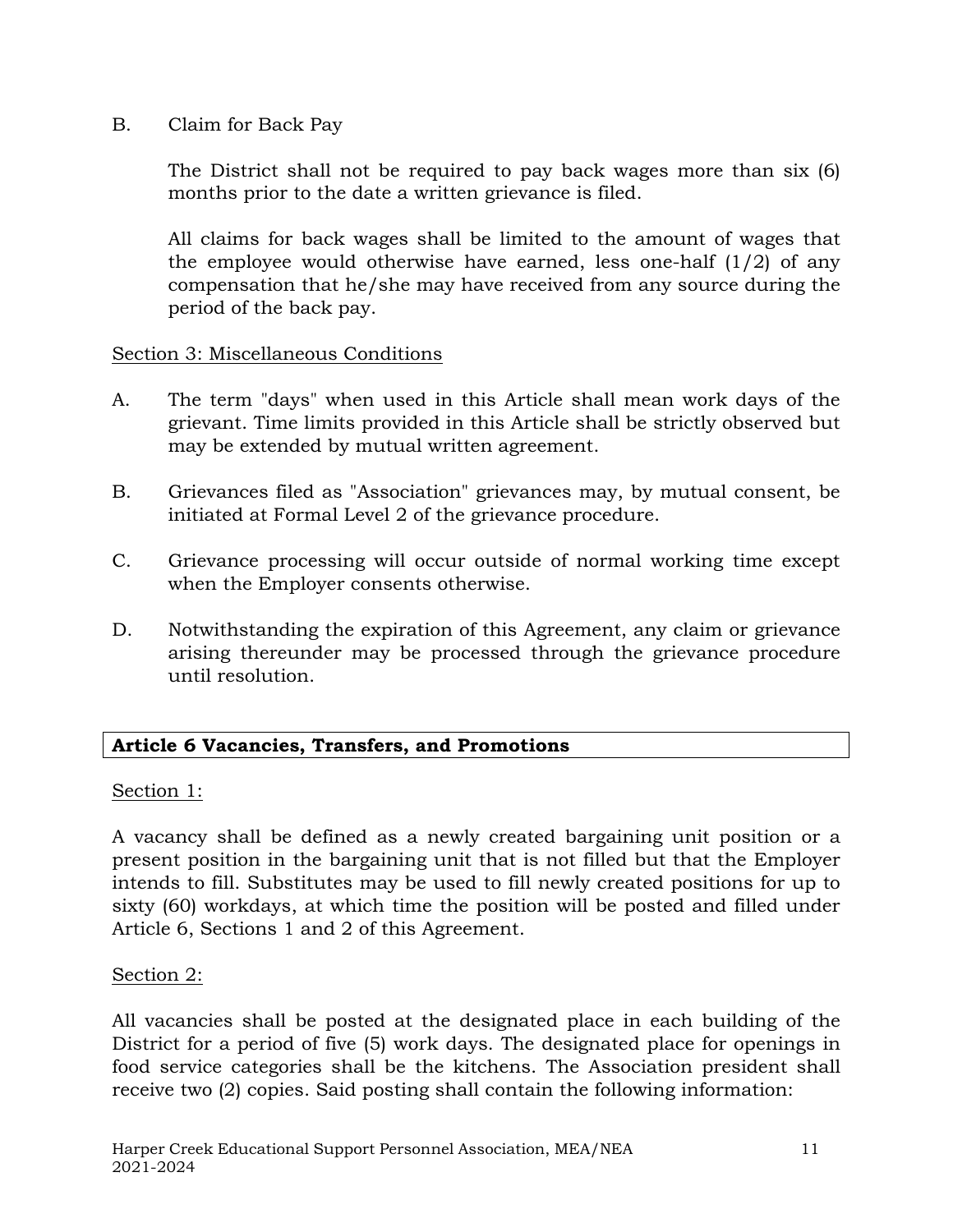B. Claim for Back Pay

The District shall not be required to pay back wages more than six (6) months prior to the date a written grievance is filed.

All claims for back wages shall be limited to the amount of wages that the employee would otherwise have earned, less one-half (1/2) of any compensation that he/she may have received from any source during the period of the back pay.

Section 3: Miscellaneous Conditions

A. The term "days" when used in this Article shall mean work days of the grievant. Time limits provided in this Article shall be strictly observed but may be extended by mutual written agreement.

B. Grievances filed as "Association" grievances may, by mutual consent, be initiated at Formal Level 2 of the grievance procedure.

C. Grievance processing will occur outside of normal working time except when the Employer consents otherwise.

D. Notwithstanding the expiration of this Agreement, any claim or grievance arising thereunder may be processed through the grievance procedure until resolution.

## Article 6 Vacancies, Transfers, and Promotions

Section 1:

A vacancy shall be defined as a newly created bargaining unit position or a present position in the bargaining unit that is not filled but that the Employer intends to fill. Substitutes may be used to fill newly created positions for up to sixty (60) workdays, at which time the position will be posted and filled under Article 6, Sections 1 and 2 of this Agreement.

Section 2:

All vacancies shall be posted at the designated place in each building of the District for a period of five (5) work days. The designated place for openings in food service categories shall be the kitchens. The Association president shall receive two (2) copies. Said posting shall contain the following information: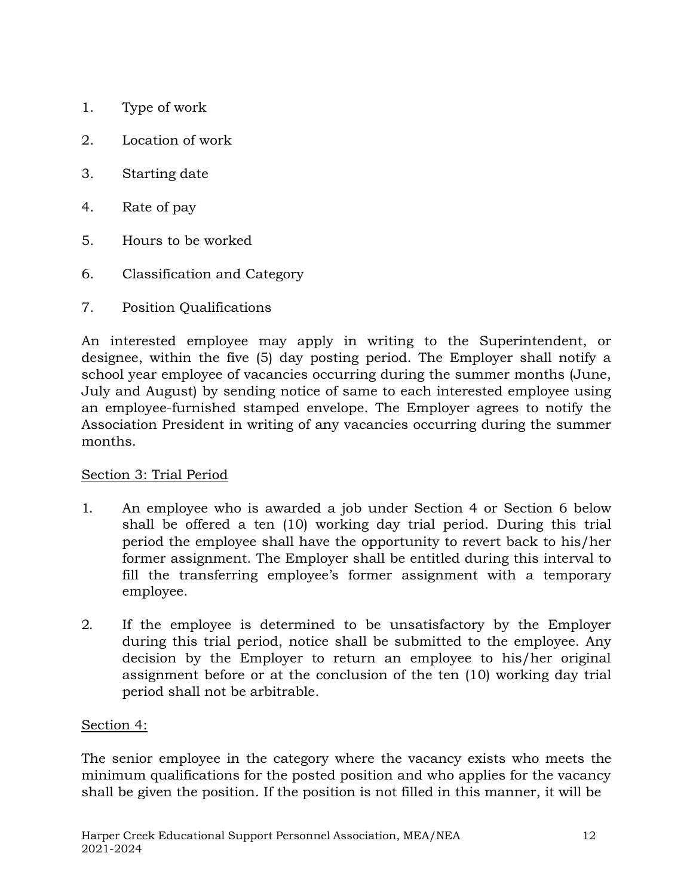1. Type of work

2. Location of work

3. Starting date

4. Rate of pay

5. Hours to be worked

6. Classification and Category

7. Position Qualifications

An interested employee may apply in writing to the Superintendent, or designee, within the five (5) day posting period. The Employer shall notify a school year employee of vacancies occurring during the summer months (June, July and August) by sending notice of same to each interested employee using an employee-furnished stamped envelope. The Employer agrees to notify the Association President in writing of any vacancies occurring during the summer months.

Section 3: Trial Period

1. An employee who is awarded a job under Section 4 or Section 6 below shall be offered a ten (10) working day trial period. During this trial period the employee shall have the opportunity to revert back to his/her former assignment. The Employer shall be entitled during this interval to fill the transferring employee's former assignment with a temporary employee.

2. If the employee is determined to be unsatisfactory by the Employer during this trial period, notice shall be submitted to the employee. Any decision by the Employer to return an employee to his/her original assignment before or at the conclusion of the ten (10) working day trial period shall not be arbitrable.

Section 4:

The senior employee in the category where the vacancy exists who meets the minimum qualifications for the posted position and who applies for the vacancy shall be given the position. If the position is not filled in this manner, it will be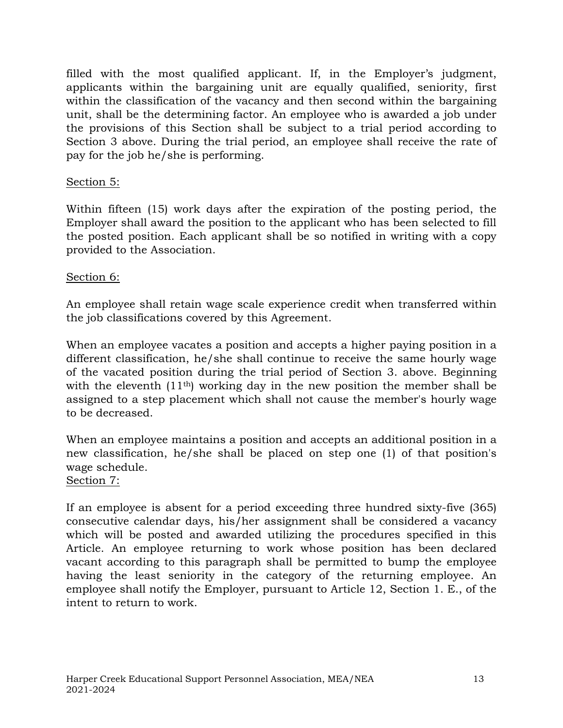filled with the most qualified applicant. If, in the Employer's judgment, applicants within the bargaining unit are equally qualified, seniority, first within the classification of the vacancy and then second within the bargaining unit, shall be the determining factor. An employee who is awarded a job under the provisions of this Section shall be subject to a trial period according to Section 3 above. During the trial period, an employee shall receive the rate of pay for the job he/she is performing.

Section 5:

Within fifteen (15) work days after the expiration of the posting period, the Employer shall award the position to the applicant who has been selected to fill the posted position. Each applicant shall be so notified in writing with a copy provided to the Association.

Section 6:

An employee shall retain wage scale experience credit when transferred within the job classifications covered by this Agreement.

When an employee vacates a position and accepts a higher paying position in a different classification, he/she shall continue to receive the same hourly wage of the vacated position during the trial period of Section 3. above. Beginning with the eleventh (11th) working day in the new position the member shall be assigned to a step placement which shall not cause the member's hourly wage to be decreased.

When an employee maintains a position and accepts an additional position in a new classification, he/she shall be placed on step one (1) of that position's wage schedule.

Section 7:

If an employee is absent for a period exceeding three hundred sixty-five (365) consecutive calendar days, his/her assignment shall be considered a vacancy which will be posted and awarded utilizing the procedures specified in this Article. An employee returning to work whose position has been declared vacant according to this paragraph shall be permitted to bump the employee having the least seniority in the category of the returning employee. An employee shall notify the Employer, pursuant to Article 12, Section 1. E., of the intent to return to work.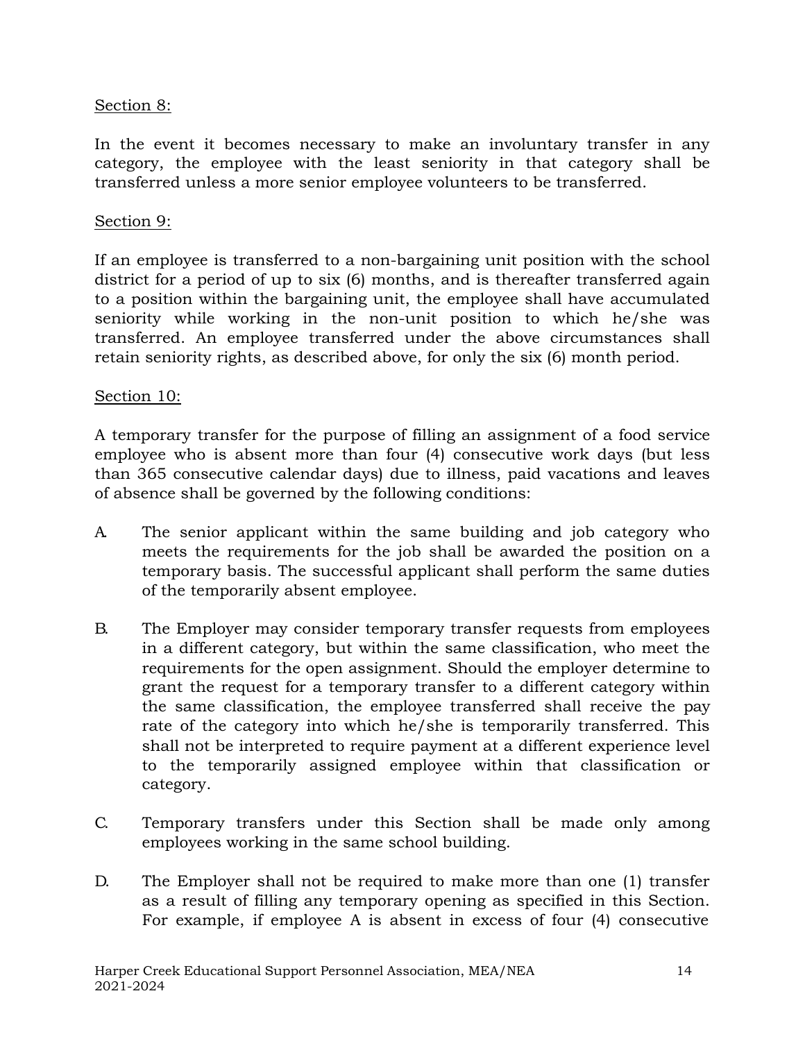Section 8:

In the event it becomes necessary to make an involuntary transfer in any category, the employee with the least seniority in that category shall be transferred unless a more senior employee volunteers to be transferred.

Section 9:

If an employee is transferred to a non-bargaining unit position with the school district for a period of up to six (6) months, and is thereafter transferred again to a position within the bargaining unit, the employee shall have accumulated seniority while working in the non-unit position to which he/she was transferred. An employee transferred under the above circumstances shall retain seniority rights, as described above, for only the six (6) month period.

Section 10:

A temporary transfer for the purpose of filling an assignment of a food service employee who is absent more than four (4) consecutive work days (but less than 365 consecutive calendar days) due to illness, paid vacations and leaves of absence shall be governed by the following conditions:

A. The senior applicant within the same building and job category who meets the requirements for the job shall be awarded the position on a temporary basis. The successful applicant shall perform the same duties of the temporarily absent employee.

B. The Employer may consider temporary transfer requests from employees in a different category, but within the same classification, who meet the requirements for the open assignment. Should the employer determine to grant the request for a temporary transfer to a different category within the same classification, the employee transferred shall receive the pay rate of the category into which he/she is temporarily transferred. This shall not be interpreted to require payment at a different experience level to the temporarily assigned employee within that classification or category.

C. Temporary transfers under this Section shall be made only among employees working in the same school building.

D. The Employer shall not be required to make more than one (1) transfer as a result of filling any temporary opening as specified in this Section. For example, if employee A is absent in excess of four (4) consecutive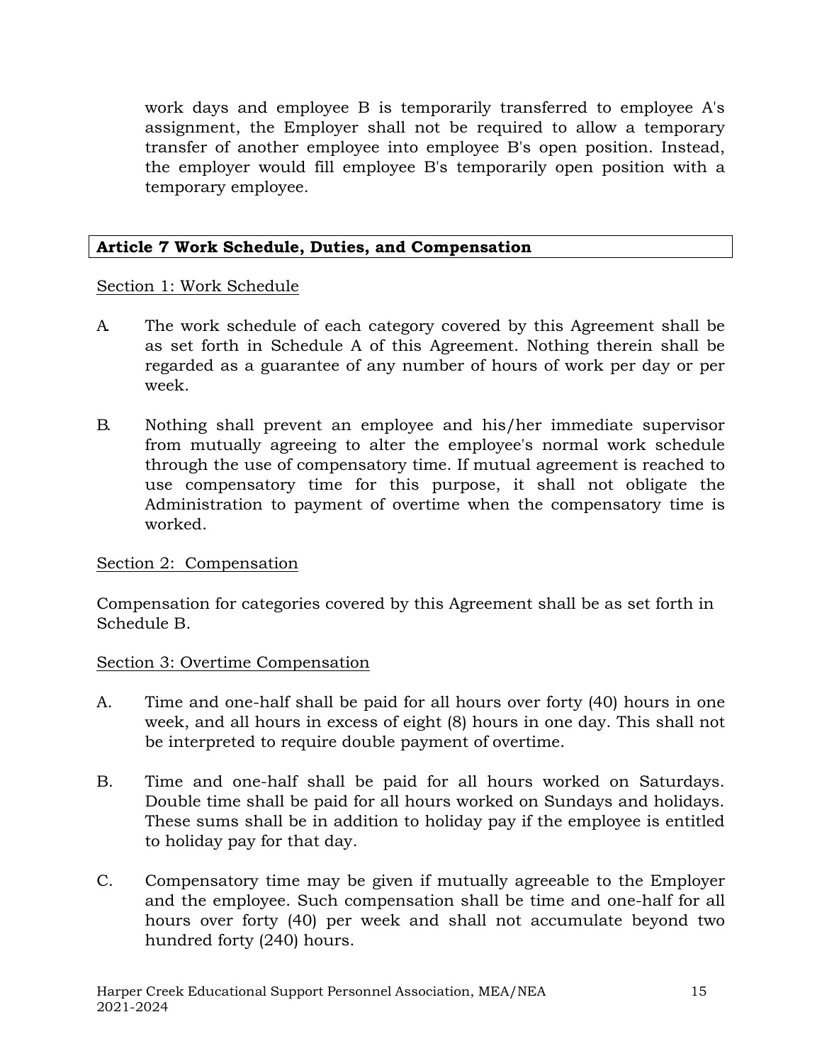work days and employee B is temporarily transferred to employee A's assignment, the Employer shall not be required to allow a temporary transfer of another employee into employee B's open position. Instead, the employer would fill employee B's temporarily open position with a temporary employee.

## Article 7 Work Schedule, Duties, and Compensation

Section 1: Work Schedule

A. The work schedule of each category covered by this Agreement shall be as set forth in Schedule A of this Agreement. Nothing therein shall be regarded as a guarantee of any number of hours of work per day or per week.

B. Nothing shall prevent an employee and his/her immediate supervisor from mutually agreeing to alter the employee's normal work schedule through the use of compensatory time. If mutual agreement is reached to use compensatory time for this purpose, it shall not obligate the Administration to payment of overtime when the compensatory time is worked.

Section 2: Compensation

Compensation for categories covered by this Agreement shall be as set forth in Schedule B.

Section 3: Overtime Compensation

A. Time and one-half shall be paid for all hours over forty (40) hours in one week, and all hours in excess of eight (8) hours in one day. This shall not be interpreted to require double payment of overtime.

B. Time and one-half shall be paid for all hours worked on Saturdays. Double time shall be paid for all hours worked on Sundays and holidays. These sums shall be in addition to holiday pay if the employee is entitled to holiday pay for that day.

C. Compensatory time may be given if mutually agreeable to the Employer and the employee. Such compensation shall be time and one-half for all hours over forty (40) per week and shall not accumulate beyond two hundred forty (240) hours.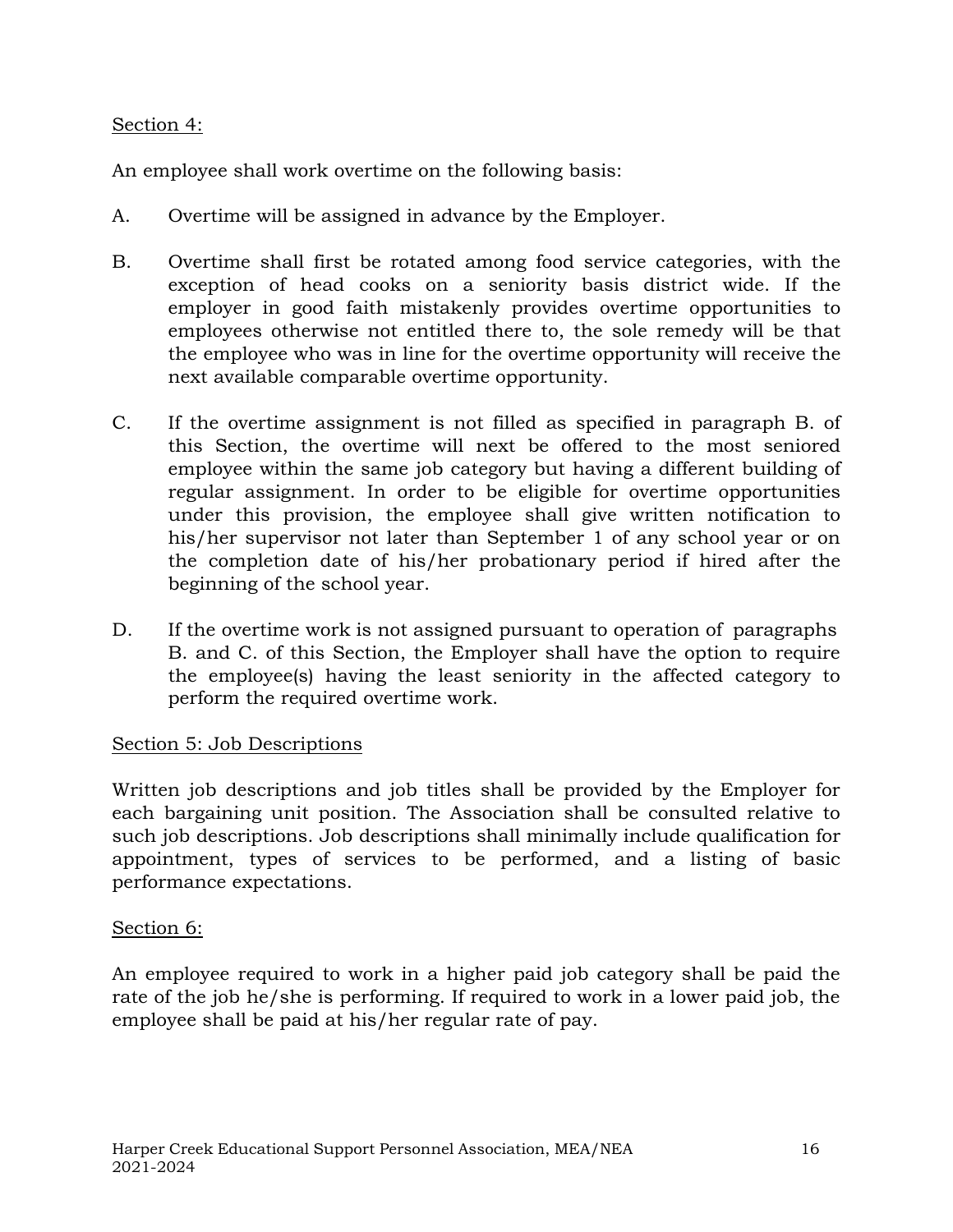Section 4:

An employee shall work overtime on the following basis:

A. Overtime will be assigned in advance by the Employer.

B. Overtime shall first be rotated among food service categories, with the exception of head cooks on a seniority basis district wide. If the employer in good faith mistakenly provides overtime opportunities to employees otherwise not entitled there to, the sole remedy will be that the employee who was in line for the overtime opportunity will receive the next available comparable overtime opportunity.

C. If the overtime assignment is not filled as specified in paragraph B. of this Section, the overtime will next be offered to the most seniored employee within the same job category but having a different building of regular assignment. In order to be eligible for overtime opportunities under this provision, the employee shall give written notification to his/her supervisor not later than September 1 of any school year or on the completion date of his/her probationary period if hired after the beginning of the school year.

D. If the overtime work is not assigned pursuant to operation of paragraphs B. and C. of this Section, the Employer shall have the option to require the employee(s) having the least seniority in the affected category to perform the required overtime work.

Section 5: Job Descriptions

Written job descriptions and job titles shall be provided by the Employer for each bargaining unit position. The Association shall be consulted relative to such job descriptions. Job descriptions shall minimally include qualification for appointment, types of services to be performed, and a listing of basic performance expectations.

Section 6:

An employee required to work in a higher paid job category shall be paid the rate of the job he/she is performing. If required to work in a lower paid job, the employee shall be paid at his/her regular rate of pay.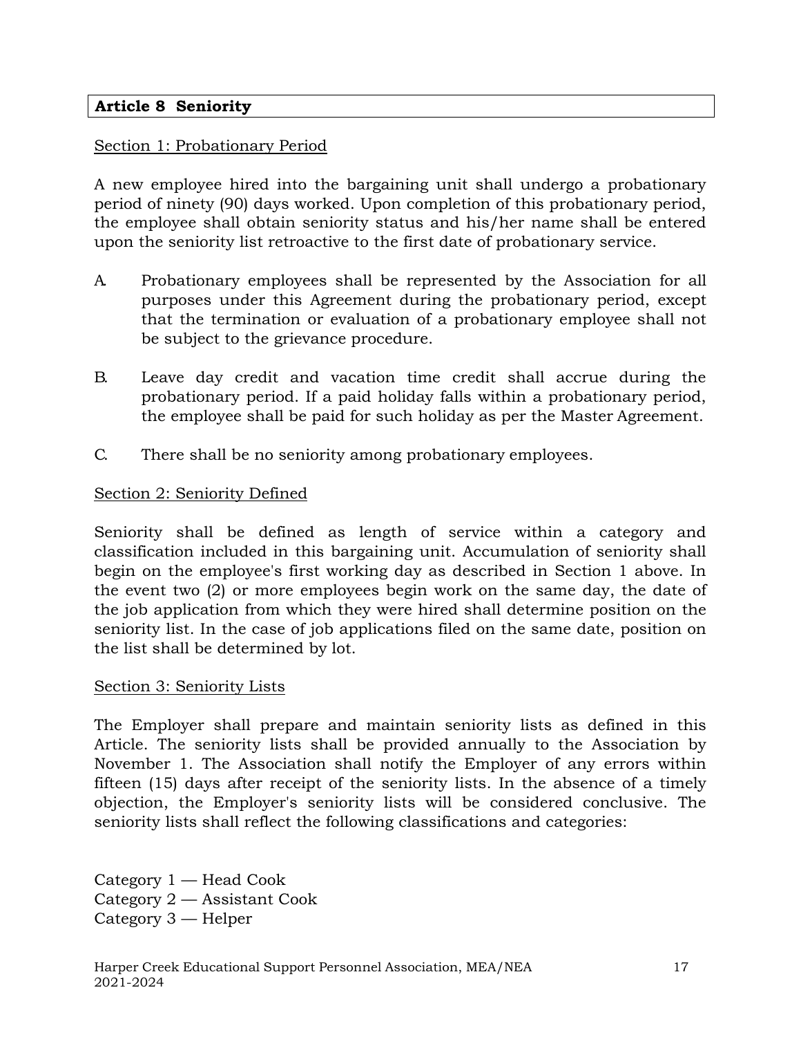## Article 8 Seniority

Section 1: Probationary Period

A new employee hired into the bargaining unit shall undergo a probationary period of ninety (90) days worked. Upon completion of this probationary period, the employee shall obtain seniority status and his/her name shall be entered upon the seniority list retroactive to the first date of probationary service.

A. Probationary employees shall be represented by the Association for all purposes under this Agreement during the probationary period, except that the termination or evaluation of a probationary employee shall not be subject to the grievance procedure.

B. Leave day credit and vacation time credit shall accrue during the probationary period. If a paid holiday falls within a probationary period, the employee shall be paid for such holiday as per the Master Agreement.

C. There shall be no seniority among probationary employees.

Section 2: Seniority Defined

Seniority shall be defined as length of service within a category and classification included in this bargaining unit. Accumulation of seniority shall begin on the employee's first working day as described in Section 1 above. In the event two (2) or more employees begin work on the same day, the date of the job application from which they were hired shall determine position on the seniority list. In the case of job applications filed on the same date, position on the list shall be determined by lot.

Section 3: Seniority Lists

The Employer shall prepare and maintain seniority lists as defined in this Article. The seniority lists shall be provided annually to the Association by November 1. The Association shall notify the Employer of any errors within fifteen (15) days after receipt of the seniority lists. In the absence of a timely objection, the Employer's seniority lists will be considered conclusive. The seniority lists shall reflect the following classifications and categories:

Category 1 — Head Cook
Category 2 — Assistant Cook
Category 3 — Helper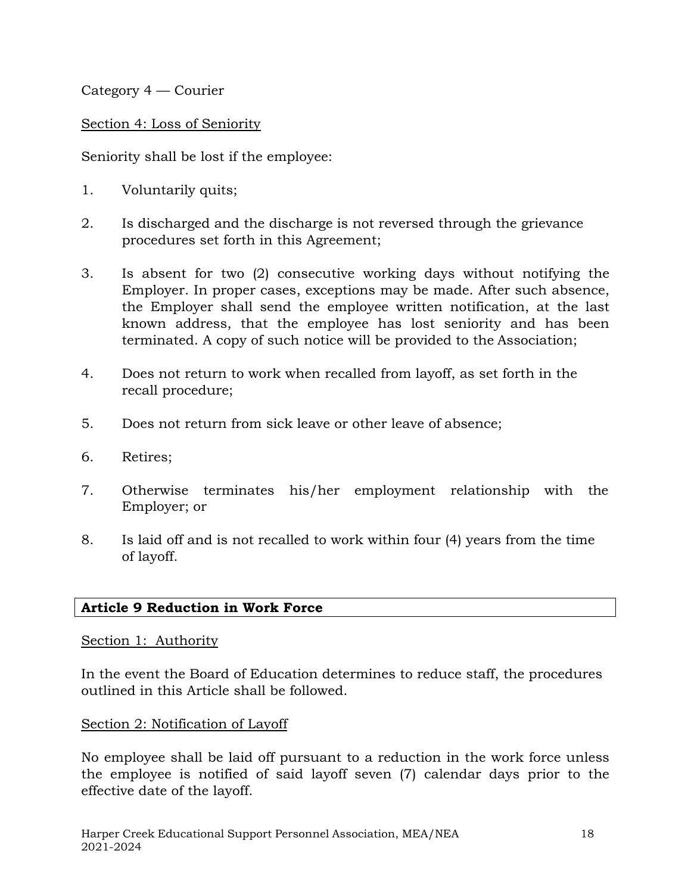Category 4 — Courier

Section 4: Loss of Seniority

Seniority shall be lost if the employee:

1. Voluntarily quits;

2. Is discharged and the discharge is not reversed through the grievance procedures set forth in this Agreement;

3. Is absent for two (2) consecutive working days without notifying the Employer. In proper cases, exceptions may be made. After such absence, the Employer shall send the employee written notification, at the last known address, that the employee has lost seniority and has been terminated. A copy of such notice will be provided to the Association;

4. Does not return to work when recalled from layoff, as set forth in the recall procedure;

5. Does not return from sick leave or other leave of absence;

6. Retires;

7. Otherwise terminates his/her employment relationship with the Employer; or

8. Is laid off and is not recalled to work within four (4) years from the time of layoff.

## Article 9 Reduction in Work Force

Section 1: Authority

In the event the Board of Education determines to reduce staff, the procedures outlined in this Article shall be followed.

Section 2: Notification of Layoff

No employee shall be laid off pursuant to a reduction in the work force unless the employee is notified of said layoff seven (7) calendar days prior to the effective date of the layoff.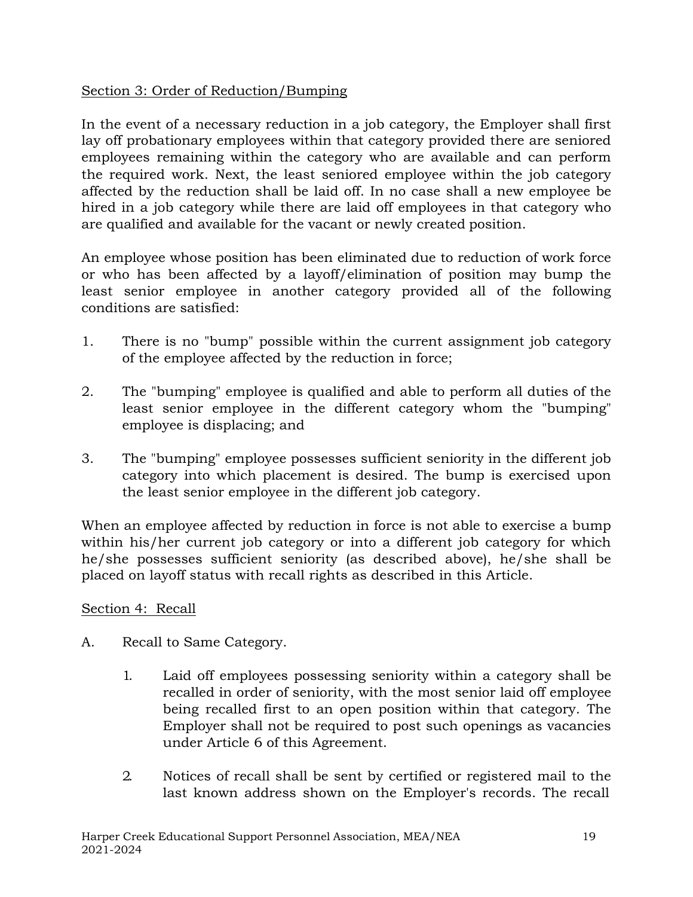Section 3: Order of Reduction/Bumping

In the event of a necessary reduction in a job category, the Employer shall first lay off probationary employees within that category provided there are seniored employees remaining within the category who are available and can perform the required work. Next, the least seniored employee within the job category affected by the reduction shall be laid off. In no case shall a new employee be hired in a job category while there are laid off employees in that category who are qualified and available for the vacant or newly created position.

An employee whose position has been eliminated due to reduction of work force or who has been affected by a layoff/elimination of position may bump the least senior employee in another category provided all of the following conditions are satisfied:

1. There is no "bump" possible within the current assignment job category of the employee affected by the reduction in force;

2. The "bumping" employee is qualified and able to perform all duties of the least senior employee in the different category whom the "bumping" employee is displacing; and

3. The "bumping" employee possesses sufficient seniority in the different job category into which placement is desired. The bump is exercised upon the least senior employee in the different job category.

When an employee affected by reduction in force is not able to exercise a bump within his/her current job category or into a different job category for which he/she possesses sufficient seniority (as described above), he/she shall be placed on layoff status with recall rights as described in this Article.

Section 4: Recall

A. Recall to Same Category.

   1. Laid off employees possessing seniority within a category shall be recalled in order of seniority, with the most senior laid off employee being recalled first to an open position within that category. The Employer shall not be required to post such openings as vacancies under Article 6 of this Agreement.

   2. Notices of recall shall be sent by certified or registered mail to the last known address shown on the Employer's records. The recall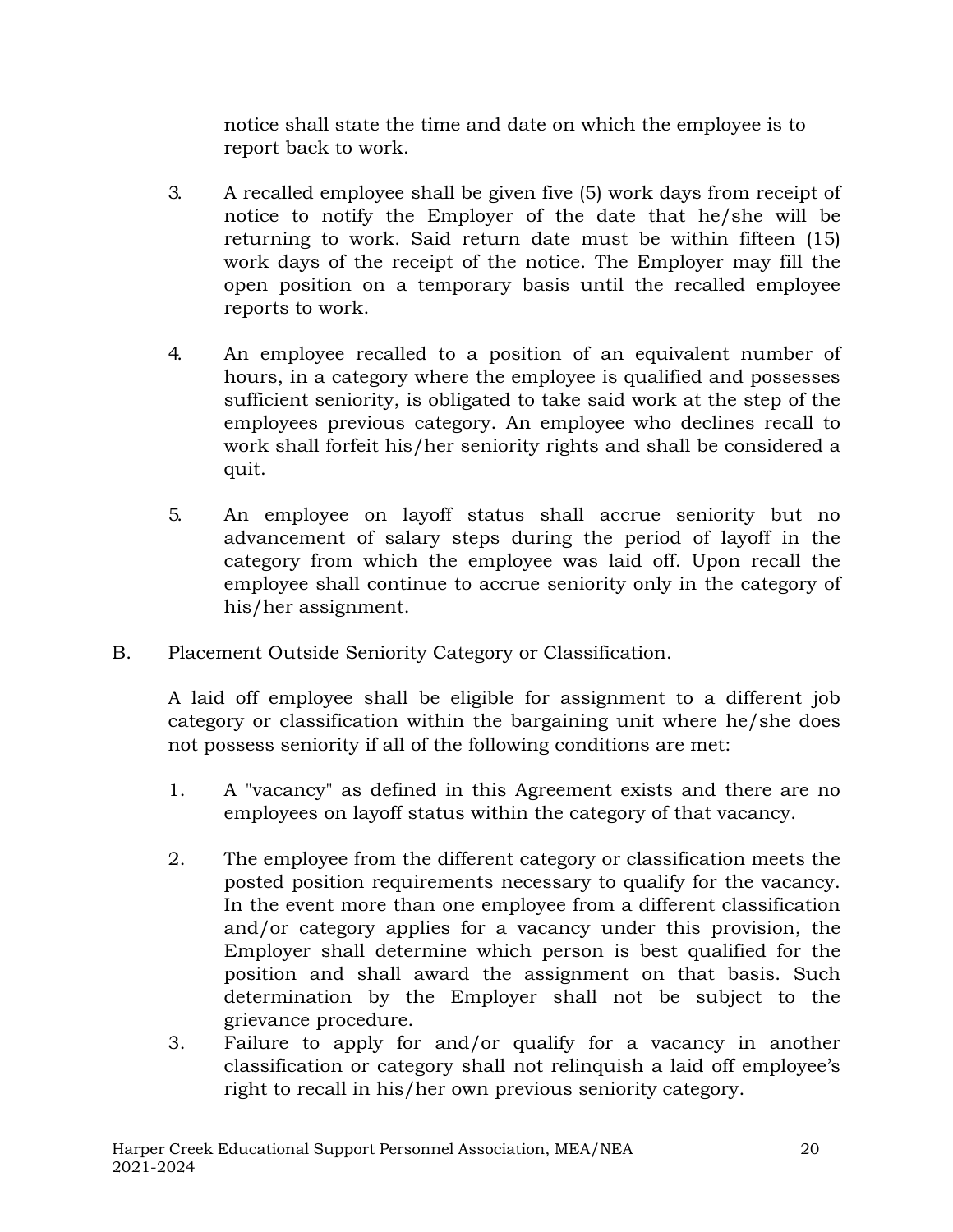notice shall state the time and date on which the employee is to report back to work.

3. A recalled employee shall be given five (5) work days from receipt of notice to notify the Employer of the date that he/she will be returning to work. Said return date must be within fifteen (15) work days of the receipt of the notice. The Employer may fill the open position on a temporary basis until the recalled employee reports to work.

4. An employee recalled to a position of an equivalent number of hours, in a category where the employee is qualified and possesses sufficient seniority, is obligated to take said work at the step of the employees previous category. An employee who declines recall to work shall forfeit his/her seniority rights and shall be considered a quit.

5. An employee on layoff status shall accrue seniority but no advancement of salary steps during the period of layoff in the category from which the employee was laid off. Upon recall the employee shall continue to accrue seniority only in the category of his/her assignment.

B. Placement Outside Seniority Category or Classification.

A laid off employee shall be eligible for assignment to a different job category or classification within the bargaining unit where he/she does not possess seniority if all of the following conditions are met:

1. A "vacancy" as defined in this Agreement exists and there are no employees on layoff status within the category of that vacancy.

2. The employee from the different category or classification meets the posted position requirements necessary to qualify for the vacancy. In the event more than one employee from a different classification and/or category applies for a vacancy under this provision, the Employer shall determine which person is best qualified for the position and shall award the assignment on that basis. Such determination by the Employer shall not be subject to the grievance procedure.

3. Failure to apply for and/or qualify for a vacancy in another classification or category shall not relinquish a laid off employee's right to recall in his/her own previous seniority category.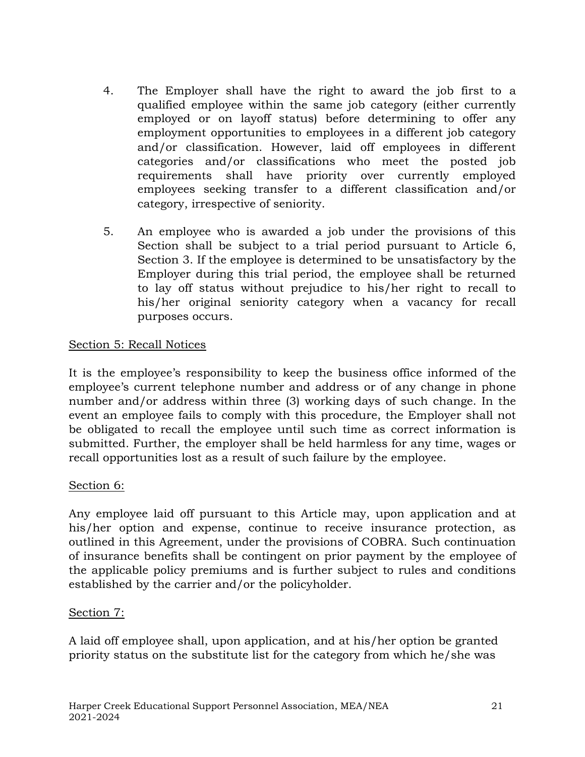4. The Employer shall have the right to award the job first to a qualified employee within the same job category (either currently employed or on layoff status) before determining to offer any employment opportunities to employees in a different job category and/or classification. However, laid off employees in different categories and/or classifications who meet the posted job requirements shall have priority over currently employed employees seeking transfer to a different classification and/or category, irrespective of seniority.

5. An employee who is awarded a job under the provisions of this Section shall be subject to a trial period pursuant to Article 6, Section 3. If the employee is determined to be unsatisfactory by the Employer during this trial period, the employee shall be returned to lay off status without prejudice to his/her right to recall to his/her original seniority category when a vacancy for recall purposes occurs.

<u>Section 5: Recall Notices</u>

It is the employee's responsibility to keep the business office informed of the employee's current telephone number and address or of any change in phone number and/or address within three (3) working days of such change. In the event an employee fails to comply with this procedure, the Employer shall not be obligated to recall the employee until such time as correct information is submitted. Further, the employer shall be held harmless for any time, wages or recall opportunities lost as a result of such failure by the employee.

<u>Section 6:</u>

Any employee laid off pursuant to this Article may, upon application and at his/her option and expense, continue to receive insurance protection, as outlined in this Agreement, under the provisions of COBRA. Such continuation of insurance benefits shall be contingent on prior payment by the employee of the applicable policy premiums and is further subject to rules and conditions established by the carrier and/or the policyholder.

<u>Section 7:</u>

A laid off employee shall, upon application, and at his/her option be granted priority status on the substitute list for the category from which he/she was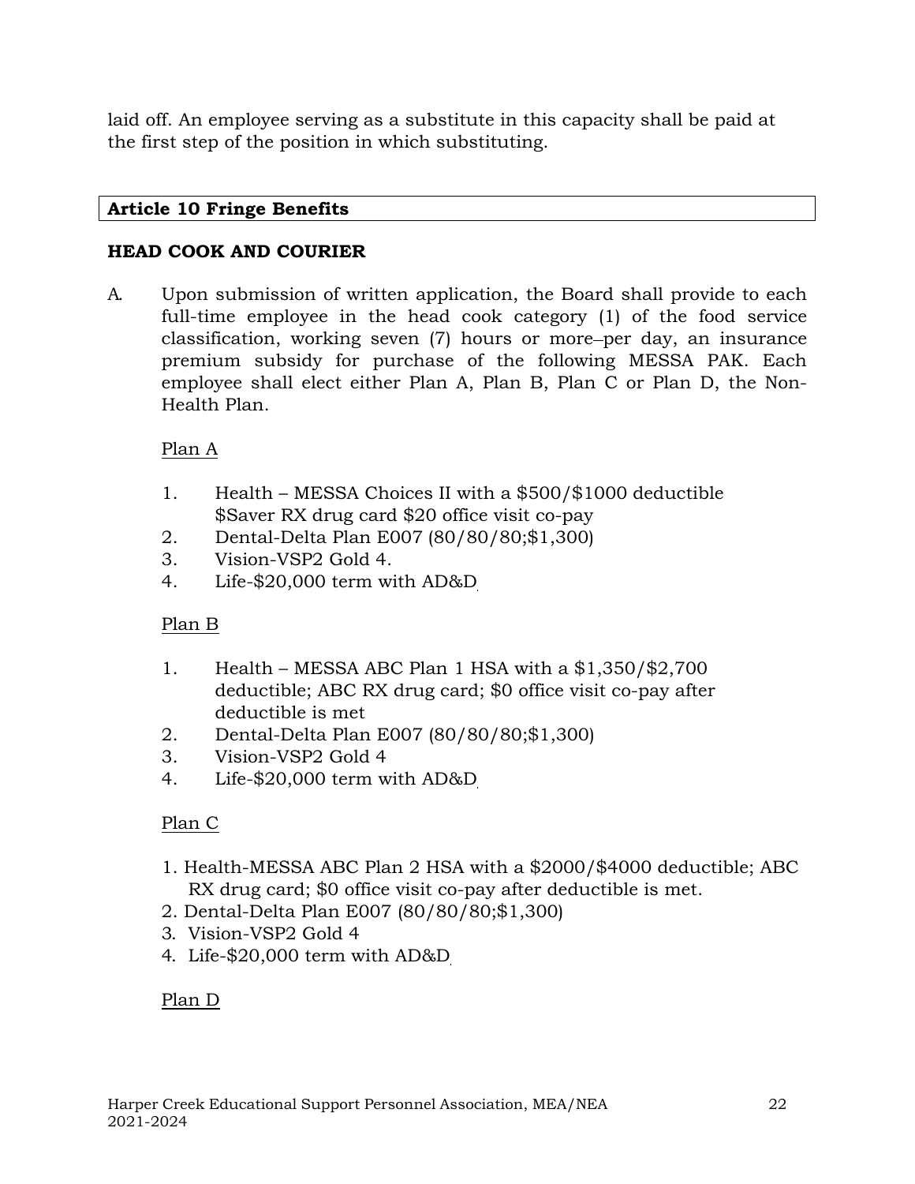laid off. An employee serving as a substitute in this capacity shall be paid at the first step of the position in which substituting.

## Article 10 Fringe Benefits

### HEAD COOK AND COURIER

A. Upon submission of written application, the Board shall provide to each full-time employee in the head cook category (1) of the food service classification, working seven (7) hours or more–per day, an insurance premium subsidy for purchase of the following MESSA PAK. Each employee shall elect either Plan A, Plan B, Plan C or Plan D, the Non-Health Plan.

Plan A

1. Health – MESSA Choices II with a $500/$1000 deductible $Saver RX drug card $20 office visit co-pay
2. Dental-Delta Plan E007 (80/80/80;$1,300)
3. Vision-VSP2 Gold 4.
4. Life-$20,000 term with AD&D

Plan B

1. Health – MESSA ABC Plan 1 HSA with a $1,350/$2,700 deductible; ABC RX drug card; $0 office visit co-pay after deductible is met
2. Dental-Delta Plan E007 (80/80/80;$1,300)
3. Vision-VSP2 Gold 4
4. Life-$20,000 term with AD&D

Plan C

1. Health-MESSA ABC Plan 2 HSA with a $2000/$4000 deductible; ABC RX drug card; $0 office visit co-pay after deductible is met.
2. Dental-Delta Plan E007 (80/80/80;$1,300)
3. Vision-VSP2 Gold 4
4. Life-$20,000 term with AD&D

Plan D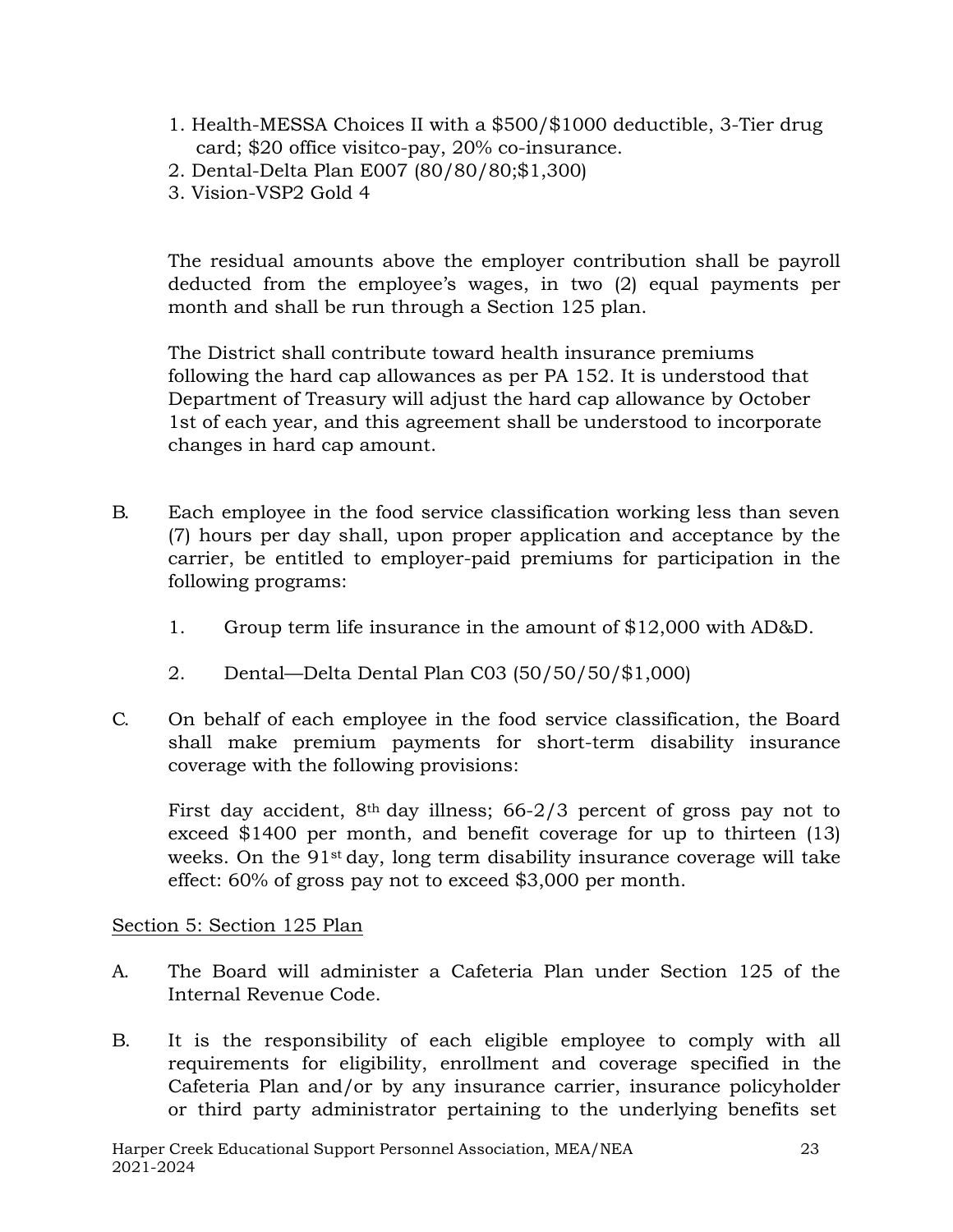1. Health-MESSA Choices II with a $500/$1000 deductible, 3-Tier drug card; $20 office visitco-pay, 20% co-insurance.
2. Dental-Delta Plan E007 (80/80/80;$1,300)
3. Vision-VSP2 Gold 4

The residual amounts above the employer contribution shall be payroll deducted from the employee's wages, in two (2) equal payments per month and shall be run through a Section 125 plan.

The District shall contribute toward health insurance premiums following the hard cap allowances as per PA 152. It is understood that Department of Treasury will adjust the hard cap allowance by October 1st of each year, and this agreement shall be understood to incorporate changes in hard cap amount.

B. Each employee in the food service classification working less than seven (7) hours per day shall, upon proper application and acceptance by the carrier, be entitled to employer-paid premiums for participation in the following programs:

   1. Group term life insurance in the amount of $12,000 with AD&D.

   2. Dental—Delta Dental Plan C03 (50/50/50/$1,000)

C. On behalf of each employee in the food service classification, the Board shall make premium payments for short-term disability insurance coverage with the following provisions:

   First day accident, 8th day illness; 66-2/3 percent of gross pay not to exceed $1400 per month, and benefit coverage for up to thirteen (13) weeks. On the 91st day, long term disability insurance coverage will take effect: 60% of gross pay not to exceed $3,000 per month.

Section 5: Section 125 Plan

A. The Board will administer a Cafeteria Plan under Section 125 of the Internal Revenue Code.

B. It is the responsibility of each eligible employee to comply with all requirements for eligibility, enrollment and coverage specified in the Cafeteria Plan and/or by any insurance carrier, insurance policyholder or third party administrator pertaining to the underlying benefits set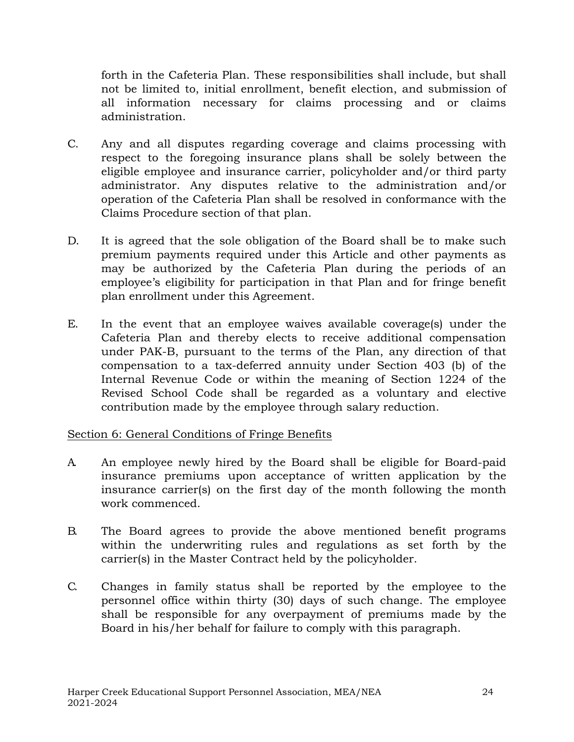forth in the Cafeteria Plan. These responsibilities shall include, but shall not be limited to, initial enrollment, benefit election, and submission of all information necessary for claims processing and or claims administration.

C. Any and all disputes regarding coverage and claims processing with respect to the foregoing insurance plans shall be solely between the eligible employee and insurance carrier, policyholder and/or third party administrator. Any disputes relative to the administration and/or operation of the Cafeteria Plan shall be resolved in conformance with the Claims Procedure section of that plan.

D. It is agreed that the sole obligation of the Board shall be to make such premium payments required under this Article and other payments as may be authorized by the Cafeteria Plan during the periods of an employee's eligibility for participation in that Plan and for fringe benefit plan enrollment under this Agreement.

E. In the event that an employee waives available coverage(s) under the Cafeteria Plan and thereby elects to receive additional compensation under PAK-B, pursuant to the terms of the Plan, any direction of that compensation to a tax-deferred annuity under Section 403 (b) of the Internal Revenue Code or within the meaning of Section 1224 of the Revised School Code shall be regarded as a voluntary and elective contribution made by the employee through salary reduction.

<u>Section 6: General Conditions of Fringe Benefits</u>

A. An employee newly hired by the Board shall be eligible for Board-paid insurance premiums upon acceptance of written application by the insurance carrier(s) on the first day of the month following the month work commenced.

B. The Board agrees to provide the above mentioned benefit programs within the underwriting rules and regulations as set forth by the carrier(s) in the Master Contract held by the policyholder.

C. Changes in family status shall be reported by the employee to the personnel office within thirty (30) days of such change. The employee shall be responsible for any overpayment of premiums made by the Board in his/her behalf for failure to comply with this paragraph.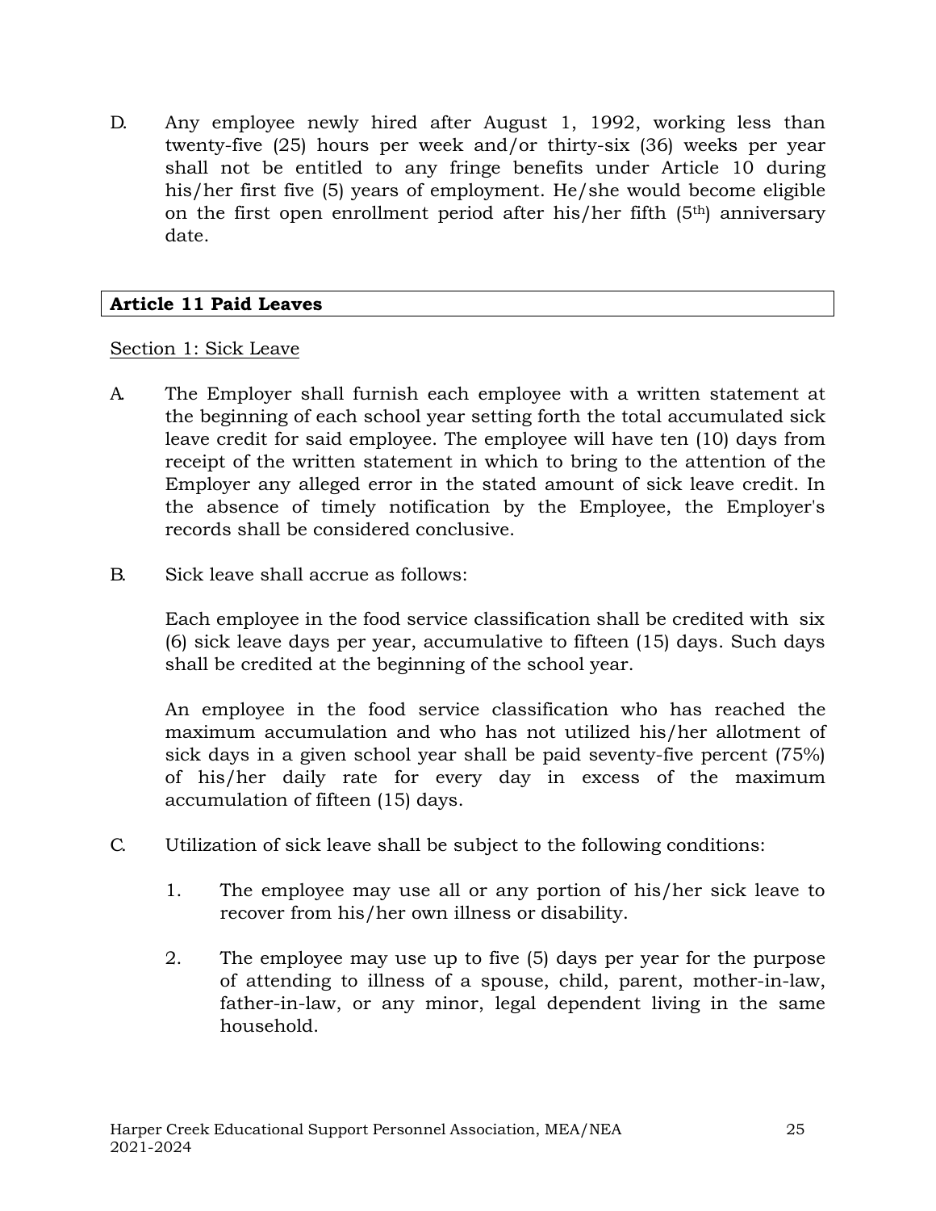D. Any employee newly hired after August 1, 1992, working less than twenty-five (25) hours per week and/or thirty-six (36) weeks per year shall not be entitled to any fringe benefits under Article 10 during his/her first five (5) years of employment. He/she would become eligible on the first open enrollment period after his/her fifth (5th) anniversary date.

## Article 11 Paid Leaves

Section 1: Sick Leave

A. The Employer shall furnish each employee with a written statement at the beginning of each school year setting forth the total accumulated sick leave credit for said employee. The employee will have ten (10) days from receipt of the written statement in which to bring to the attention of the Employer any alleged error in the stated amount of sick leave credit. In the absence of timely notification by the Employee, the Employer's records shall be considered conclusive.

B. Sick leave shall accrue as follows:

   Each employee in the food service classification shall be credited with six (6) sick leave days per year, accumulative to fifteen (15) days. Such days shall be credited at the beginning of the school year.

   An employee in the food service classification who has reached the maximum accumulation and who has not utilized his/her allotment of sick days in a given school year shall be paid seventy-five percent (75%) of his/her daily rate for every day in excess of the maximum accumulation of fifteen (15) days.

C. Utilization of sick leave shall be subject to the following conditions:

   1. The employee may use all or any portion of his/her sick leave to recover from his/her own illness or disability.

   2. The employee may use up to five (5) days per year for the purpose of attending to illness of a spouse, child, parent, mother-in-law, father-in-law, or any minor, legal dependent living in the same household.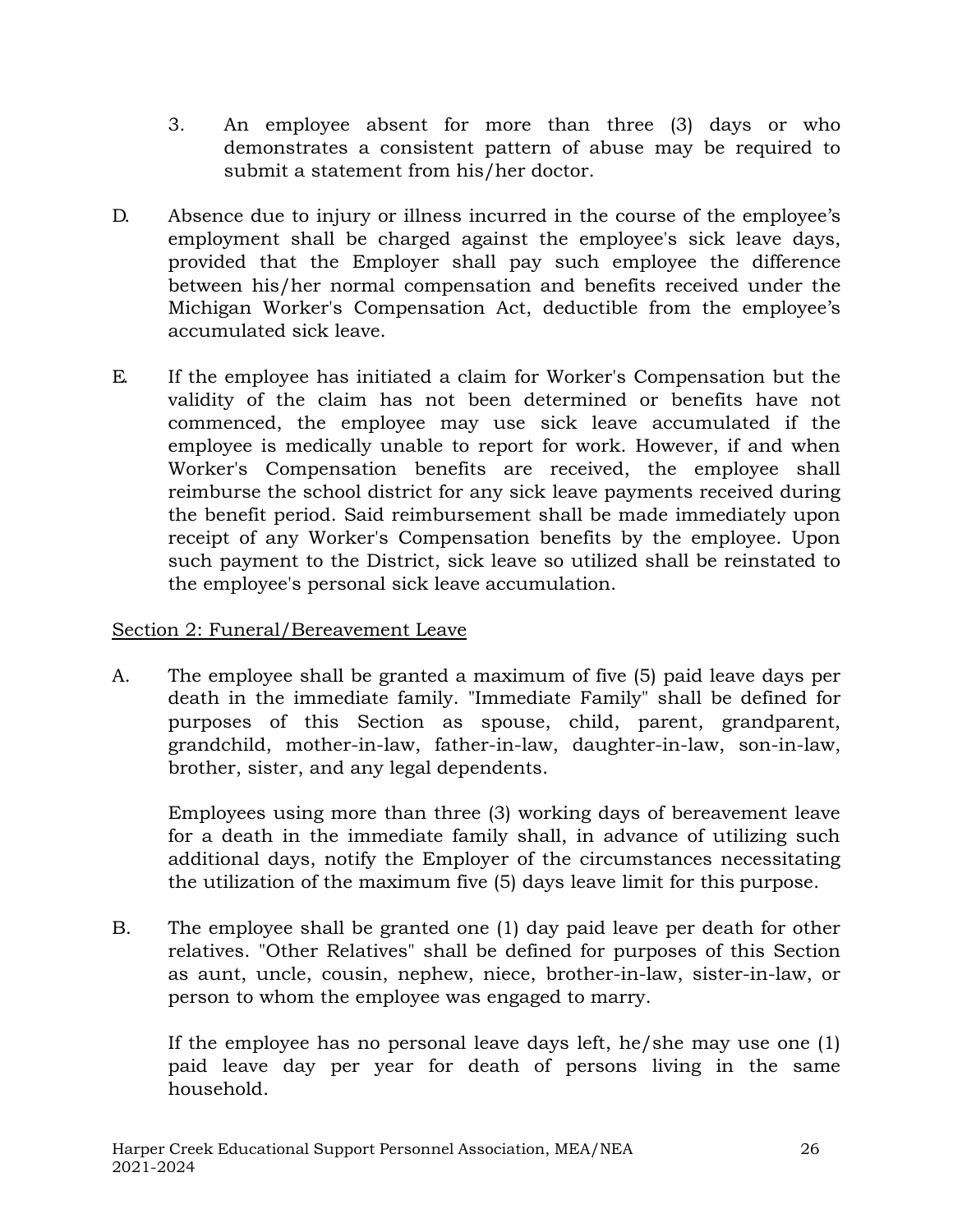3. An employee absent for more than three (3) days or who demonstrates a consistent pattern of abuse may be required to submit a statement from his/her doctor.

D. Absence due to injury or illness incurred in the course of the employee's employment shall be charged against the employee's sick leave days, provided that the Employer shall pay such employee the difference between his/her normal compensation and benefits received under the Michigan Worker's Compensation Act, deductible from the employee's accumulated sick leave.

E. If the employee has initiated a claim for Worker's Compensation but the validity of the claim has not been determined or benefits have not commenced, the employee may use sick leave accumulated if the employee is medically unable to report for work. However, if and when Worker's Compensation benefits are received, the employee shall reimburse the school district for any sick leave payments received during the benefit period. Said reimbursement shall be made immediately upon receipt of any Worker's Compensation benefits by the employee. Upon such payment to the District, sick leave so utilized shall be reinstated to the employee's personal sick leave accumulation.

<u>Section 2: Funeral/Bereavement Leave</u>

A. The employee shall be granted a maximum of five (5) paid leave days per death in the immediate family. "Immediate Family" shall be defined for purposes of this Section as spouse, child, parent, grandparent, grandchild, mother-in-law, father-in-law, daughter-in-law, son-in-law, brother, sister, and any legal dependents.

   Employees using more than three (3) working days of bereavement leave for a death in the immediate family shall, in advance of utilizing such additional days, notify the Employer of the circumstances necessitating the utilization of the maximum five (5) days leave limit for this purpose.

B. The employee shall be granted one (1) day paid leave per death for other relatives. "Other Relatives" shall be defined for purposes of this Section as aunt, uncle, cousin, nephew, niece, brother-in-law, sister-in-law, or person to whom the employee was engaged to marry.

   If the employee has no personal leave days left, he/she may use one (1) paid leave day per year for death of persons living in the same household.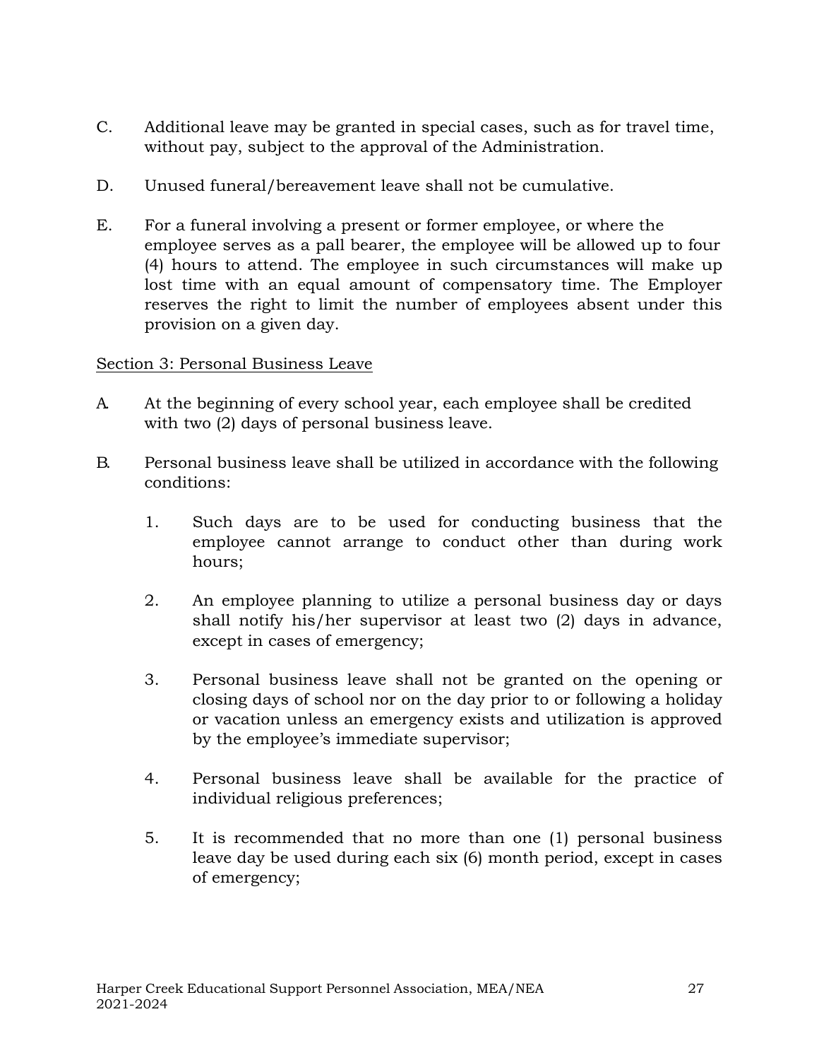C. Additional leave may be granted in special cases, such as for travel time, without pay, subject to the approval of the Administration.

D. Unused funeral/bereavement leave shall not be cumulative.

E. For a funeral involving a present or former employee, or where the employee serves as a pall bearer, the employee will be allowed up to four (4) hours to attend. The employee in such circumstances will make up lost time with an equal amount of compensatory time. The Employer reserves the right to limit the number of employees absent under this provision on a given day.

<u>Section 3: Personal Business Leave</u>

A. At the beginning of every school year, each employee shall be credited with two (2) days of personal business leave.

B. Personal business leave shall be utilized in accordance with the following conditions:

   1. Such days are to be used for conducting business that the employee cannot arrange to conduct other than during work hours;

   2. An employee planning to utilize a personal business day or days shall notify his/her supervisor at least two (2) days in advance, except in cases of emergency;

   3. Personal business leave shall not be granted on the opening or closing days of school nor on the day prior to or following a holiday or vacation unless an emergency exists and utilization is approved by the employee's immediate supervisor;

   4. Personal business leave shall be available for the practice of individual religious preferences;

   5. It is recommended that no more than one (1) personal business leave day be used during each six (6) month period, except in cases of emergency;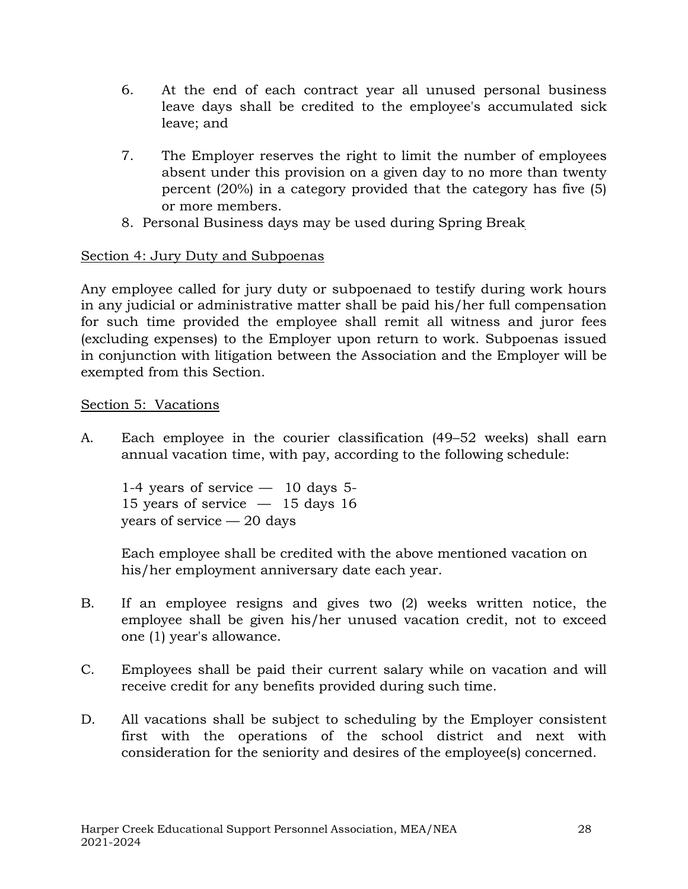6. At the end of each contract year all unused personal business leave days shall be credited to the employee's accumulated sick leave; and

7. The Employer reserves the right to limit the number of employees absent under this provision on a given day to no more than twenty percent (20%) in a category provided that the category has five (5) or more members.

8. Personal Business days may be used during Spring Break

Section 4: Jury Duty and Subpoenas

Any employee called for jury duty or subpoenaed to testify during work hours in any judicial or administrative matter shall be paid his/her full compensation for such time provided the employee shall remit all witness and juror fees (excluding expenses) to the Employer upon return to work. Subpoenas issued in conjunction with litigation between the Association and the Employer will be exempted from this Section.

Section 5: Vacations

A. Each employee in the courier classification (49–52 weeks) shall earn annual vacation time, with pay, according to the following schedule:

   1-4 years of service — 10 days
   5-15 years of service — 15 days
   16 years of service — 20 days

   Each employee shall be credited with the above mentioned vacation on his/her employment anniversary date each year.

B. If an employee resigns and gives two (2) weeks written notice, the employee shall be given his/her unused vacation credit, not to exceed one (1) year's allowance.

C. Employees shall be paid their current salary while on vacation and will receive credit for any benefits provided during such time.

D. All vacations shall be subject to scheduling by the Employer consistent first with the operations of the school district and next with consideration for the seniority and desires of the employee(s) concerned.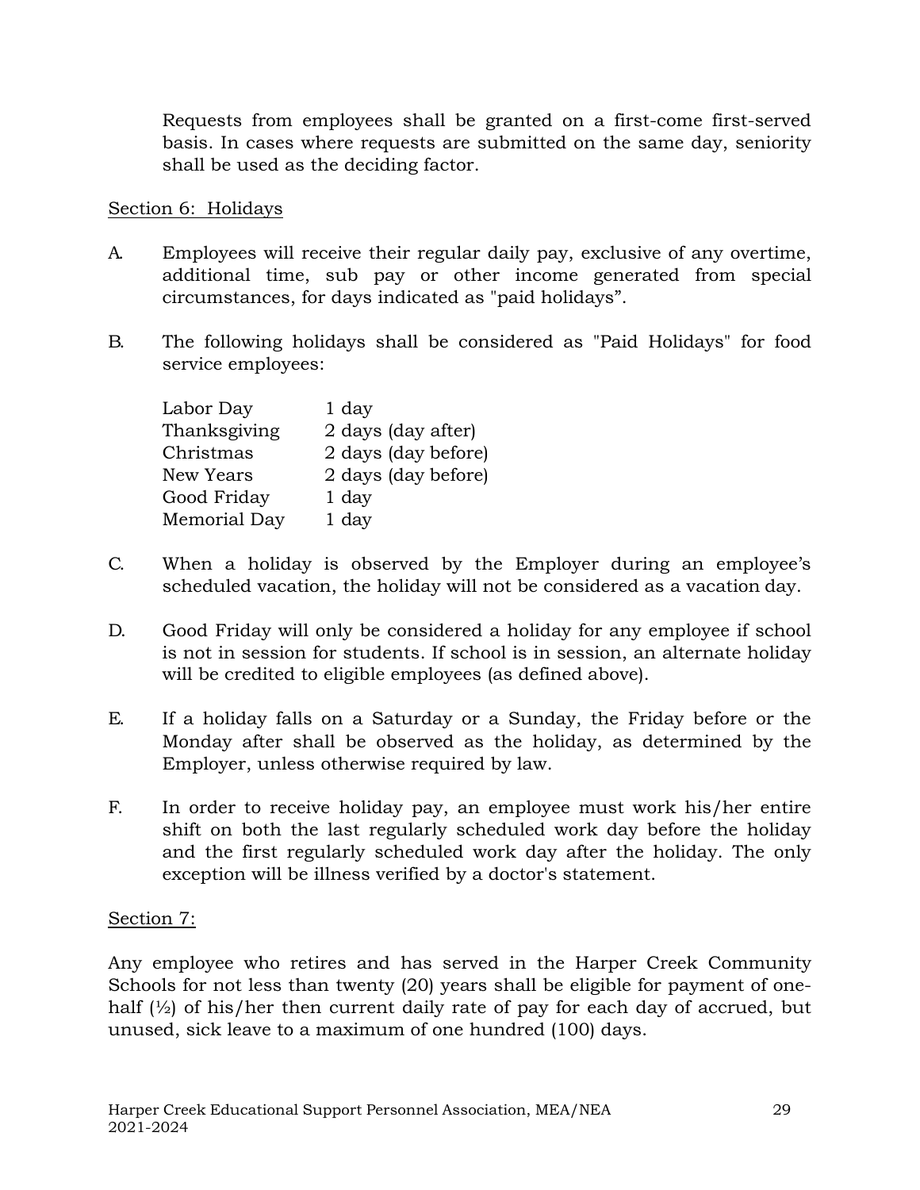Requests from employees shall be granted on a first-come first-served basis. In cases where requests are submitted on the same day, seniority shall be used as the deciding factor.

Section 6: Holidays

A. Employees will receive their regular daily pay, exclusive of any overtime, additional time, sub pay or other income generated from special circumstances, for days indicated as "paid holidays".

B. The following holidays shall be considered as "Paid Holidays" for food service employees:

| | |
|---|---|
| Labor Day | 1 day |
| Thanksgiving | 2 days (day after) |
| Christmas | 2 days (day before) |
| New Years | 2 days (day before) |
| Good Friday | 1 day |
| Memorial Day | 1 day |

C. When a holiday is observed by the Employer during an employee's scheduled vacation, the holiday will not be considered as a vacation day.

D. Good Friday will only be considered a holiday for any employee if school is not in session for students. If school is in session, an alternate holiday will be credited to eligible employees (as defined above).

E. If a holiday falls on a Saturday or a Sunday, the Friday before or the Monday after shall be observed as the holiday, as determined by the Employer, unless otherwise required by law.

F. In order to receive holiday pay, an employee must work his/her entire shift on both the last regularly scheduled work day before the holiday and the first regularly scheduled work day after the holiday. The only exception will be illness verified by a doctor's statement.

Section 7:

Any employee who retires and has served in the Harper Creek Community Schools for not less than twenty (20) years shall be eligible for payment of one-half (½) of his/her then current daily rate of pay for each day of accrued, but unused, sick leave to a maximum of one hundred (100) days.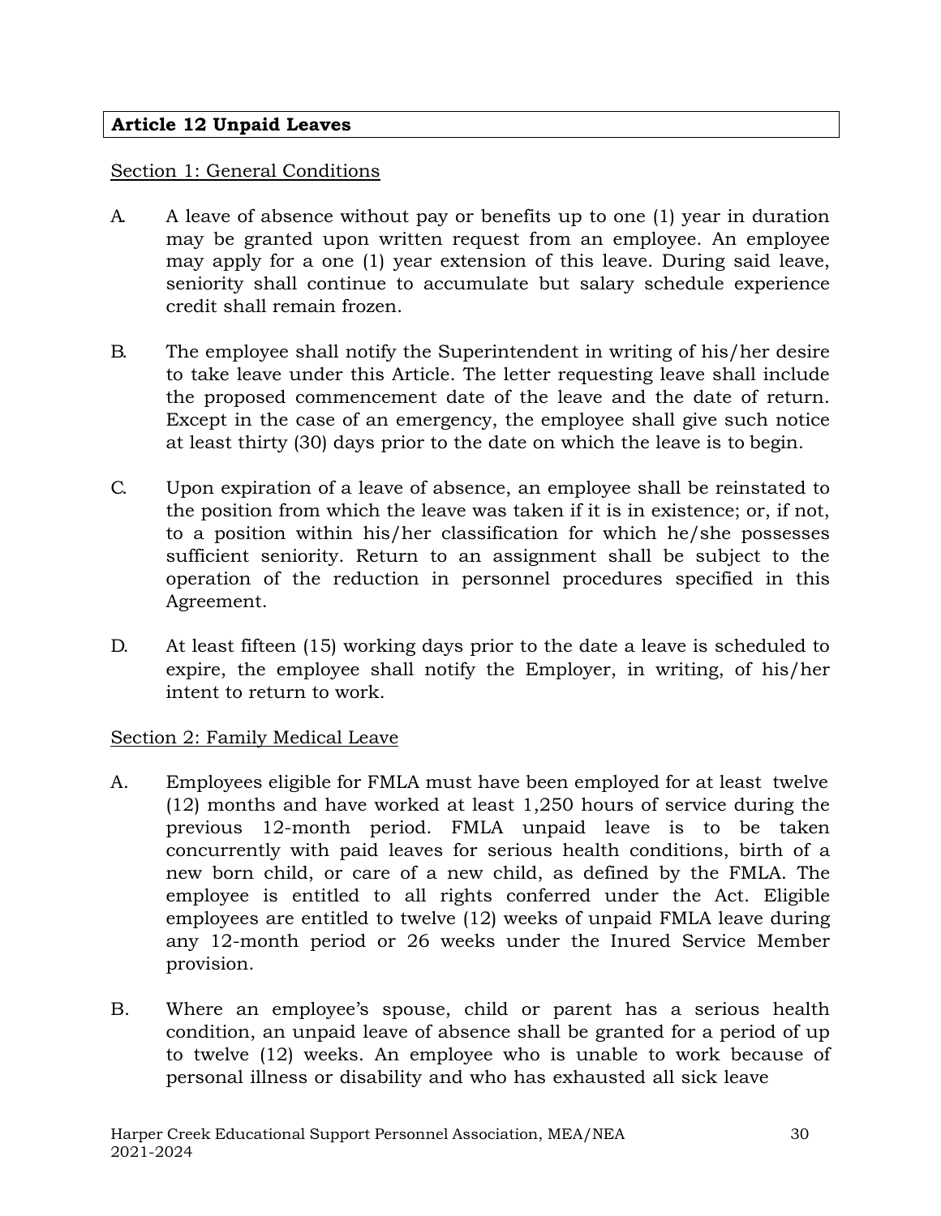## Article 12 Unpaid Leaves

Section 1: General Conditions

A. A leave of absence without pay or benefits up to one (1) year in duration may be granted upon written request from an employee. An employee may apply for a one (1) year extension of this leave. During said leave, seniority shall continue to accumulate but salary schedule experience credit shall remain frozen.

B. The employee shall notify the Superintendent in writing of his/her desire to take leave under this Article. The letter requesting leave shall include the proposed commencement date of the leave and the date of return. Except in the case of an emergency, the employee shall give such notice at least thirty (30) days prior to the date on which the leave is to begin.

C. Upon expiration of a leave of absence, an employee shall be reinstated to the position from which the leave was taken if it is in existence; or, if not, to a position within his/her classification for which he/she possesses sufficient seniority. Return to an assignment shall be subject to the operation of the reduction in personnel procedures specified in this Agreement.

D. At least fifteen (15) working days prior to the date a leave is scheduled to expire, the employee shall notify the Employer, in writing, of his/her intent to return to work.

Section 2: Family Medical Leave

A. Employees eligible for FMLA must have been employed for at least twelve (12) months and have worked at least 1,250 hours of service during the previous 12-month period. FMLA unpaid leave is to be taken concurrently with paid leaves for serious health conditions, birth of a new born child, or care of a new child, as defined by the FMLA. The employee is entitled to all rights conferred under the Act. Eligible employees are entitled to twelve (12) weeks of unpaid FMLA leave during any 12-month period or 26 weeks under the Inured Service Member provision.

B. Where an employee's spouse, child or parent has a serious health condition, an unpaid leave of absence shall be granted for a period of up to twelve (12) weeks. An employee who is unable to work because of personal illness or disability and who has exhausted all sick leave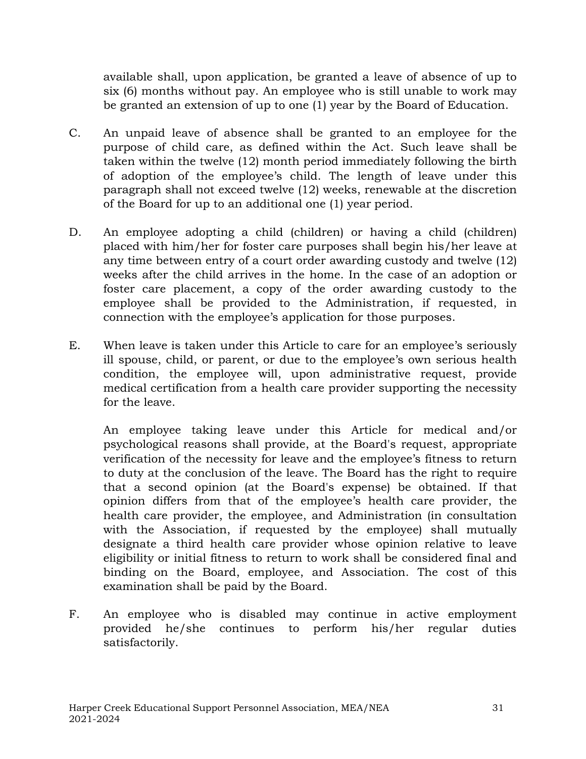available shall, upon application, be granted a leave of absence of up to six (6) months without pay. An employee who is still unable to work may be granted an extension of up to one (1) year by the Board of Education.

C. An unpaid leave of absence shall be granted to an employee for the purpose of child care, as defined within the Act. Such leave shall be taken within the twelve (12) month period immediately following the birth of adoption of the employee's child. The length of leave under this paragraph shall not exceed twelve (12) weeks, renewable at the discretion of the Board for up to an additional one (1) year period.

D. An employee adopting a child (children) or having a child (children) placed with him/her for foster care purposes shall begin his/her leave at any time between entry of a court order awarding custody and twelve (12) weeks after the child arrives in the home. In the case of an adoption or foster care placement, a copy of the order awarding custody to the employee shall be provided to the Administration, if requested, in connection with the employee's application for those purposes.

E. When leave is taken under this Article to care for an employee's seriously ill spouse, child, or parent, or due to the employee's own serious health condition, the employee will, upon administrative request, provide medical certification from a health care provider supporting the necessity for the leave.

   An employee taking leave under this Article for medical and/or psychological reasons shall provide, at the Board's request, appropriate verification of the necessity for leave and the employee's fitness to return to duty at the conclusion of the leave. The Board has the right to require that a second opinion (at the Board's expense) be obtained. If that opinion differs from that of the employee's health care provider, the health care provider, the employee, and Administration (in consultation with the Association, if requested by the employee) shall mutually designate a third health care provider whose opinion relative to leave eligibility or initial fitness to return to work shall be considered final and binding on the Board, employee, and Association. The cost of this examination shall be paid by the Board.

F. An employee who is disabled may continue in active employment provided he/she continues to perform his/her regular duties satisfactorily.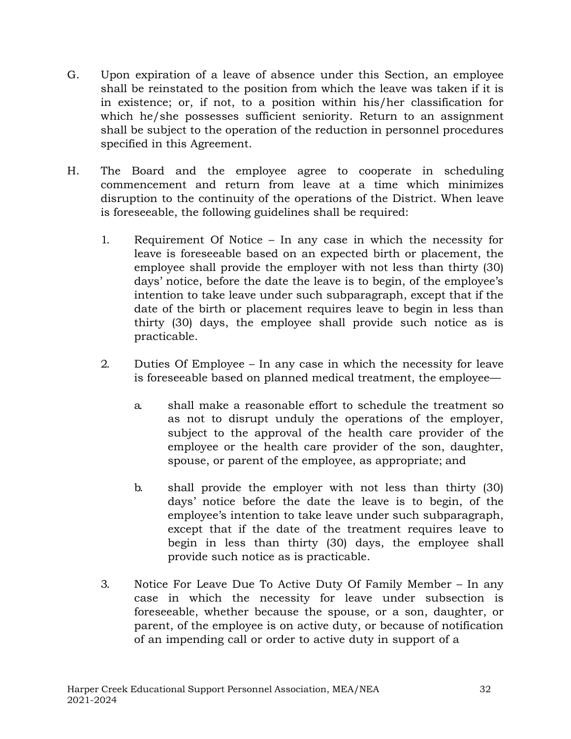G. Upon expiration of a leave of absence under this Section, an employee shall be reinstated to the position from which the leave was taken if it is in existence; or, if not, to a position within his/her classification for which he/she possesses sufficient seniority. Return to an assignment shall be subject to the operation of the reduction in personnel procedures specified in this Agreement.

H. The Board and the employee agree to cooperate in scheduling commencement and return from leave at a time which minimizes disruption to the continuity of the operations of the District. When leave is foreseeable, the following guidelines shall be required:

   1. Requirement Of Notice – In any case in which the necessity for leave is foreseeable based on an expected birth or placement, the employee shall provide the employer with not less than thirty (30) days' notice, before the date the leave is to begin, of the employee's intention to take leave under such subparagraph, except that if the date of the birth or placement requires leave to begin in less than thirty (30) days, the employee shall provide such notice as is practicable.

   2. Duties Of Employee – In any case in which the necessity for leave is foreseeable based on planned medical treatment, the employee—

      a. shall make a reasonable effort to schedule the treatment so as not to disrupt unduly the operations of the employer, subject to the approval of the health care provider of the employee or the health care provider of the son, daughter, spouse, or parent of the employee, as appropriate; and

      b. shall provide the employer with not less than thirty (30) days' notice before the date the leave is to begin, of the employee's intention to take leave under such subparagraph, except that if the date of the treatment requires leave to begin in less than thirty (30) days, the employee shall provide such notice as is practicable.

   3. Notice For Leave Due To Active Duty Of Family Member – In any case in which the necessity for leave under subsection is foreseeable, whether because the spouse, or a son, daughter, or parent, of the employee is on active duty, or because of notification of an impending call or order to active duty in support of a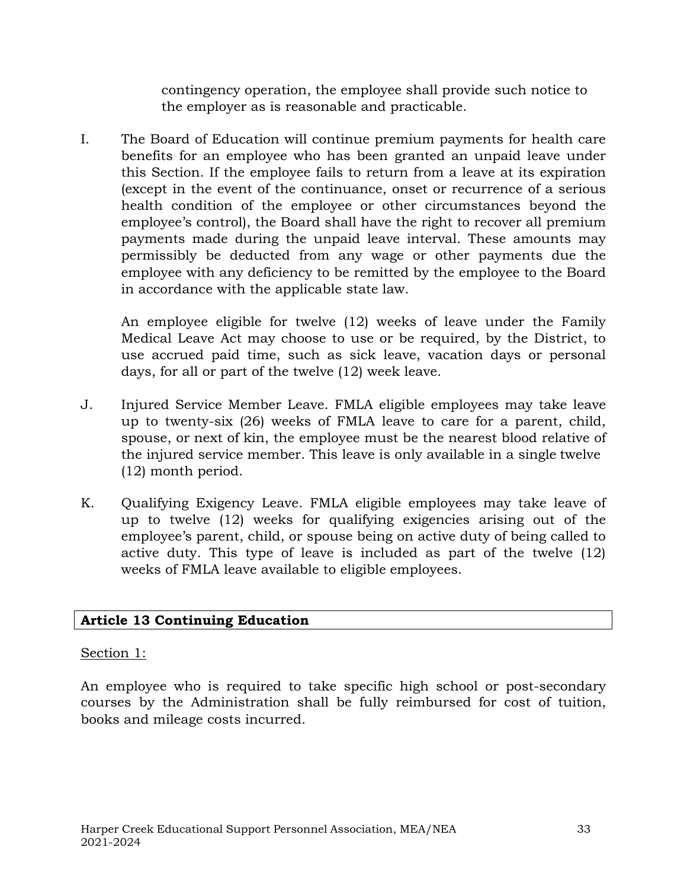contingency operation, the employee shall provide such notice to the employer as is reasonable and practicable.

I. The Board of Education will continue premium payments for health care benefits for an employee who has been granted an unpaid leave under this Section. If the employee fails to return from a leave at its expiration (except in the event of the continuance, onset or recurrence of a serious health condition of the employee or other circumstances beyond the employee's control), the Board shall have the right to recover all premium payments made during the unpaid leave interval. These amounts may permissibly be deducted from any wage or other payments due the employee with any deficiency to be remitted by the employee to the Board in accordance with the applicable state law.

   An employee eligible for twelve (12) weeks of leave under the Family Medical Leave Act may choose to use or be required, by the District, to use accrued paid time, such as sick leave, vacation days or personal days, for all or part of the twelve (12) week leave.

J. Injured Service Member Leave. FMLA eligible employees may take leave up to twenty-six (26) weeks of FMLA leave to care for a parent, child, spouse, or next of kin, the employee must be the nearest blood relative of the injured service member. This leave is only available in a single twelve (12) month period.

K. Qualifying Exigency Leave. FMLA eligible employees may take leave of up to twelve (12) weeks for qualifying exigencies arising out of the employee's parent, child, or spouse being on active duty of being called to active duty. This type of leave is included as part of the twelve (12) weeks of FMLA leave available to eligible employees.

## Article 13 Continuing Education

Section 1:

An employee who is required to take specific high school or post-secondary courses by the Administration shall be fully reimbursed for cost of tuition, books and mileage costs incurred.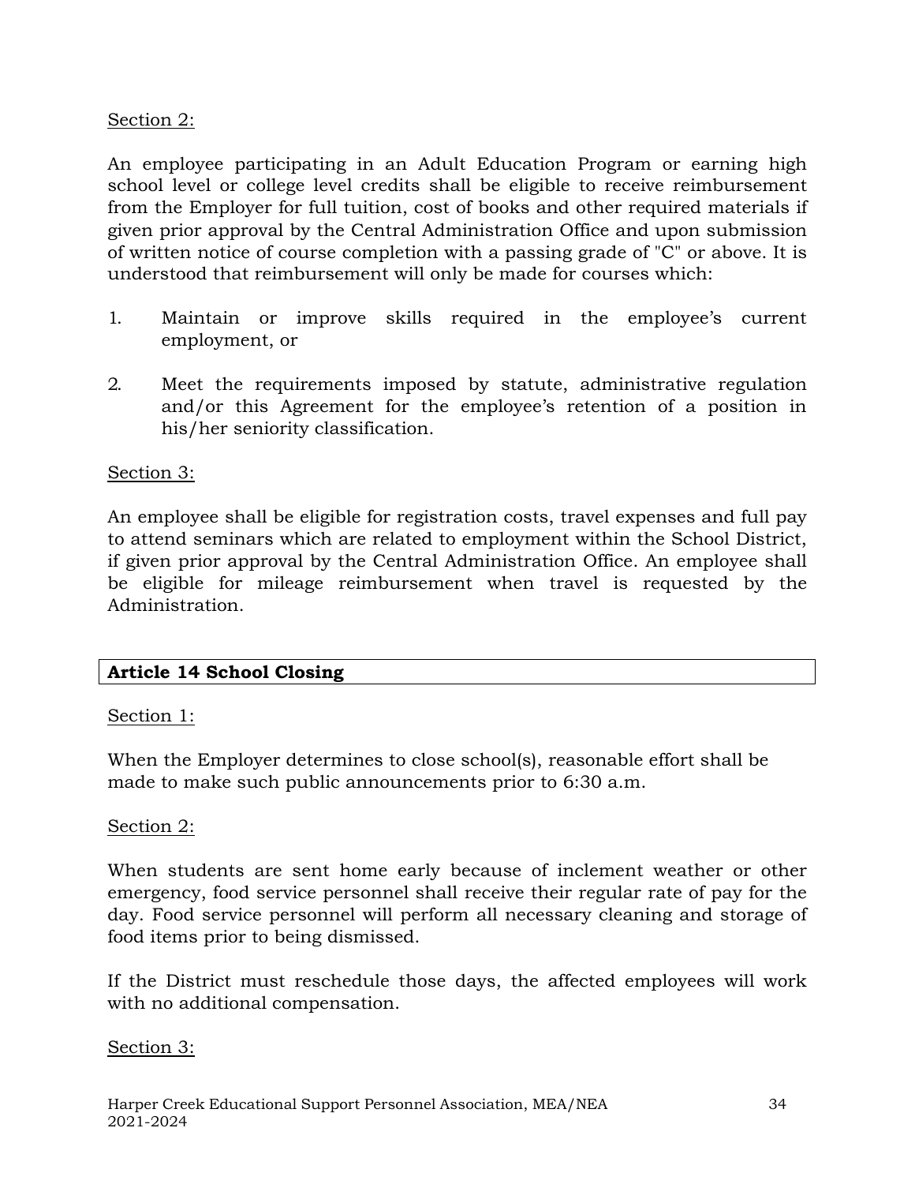Section 2:

An employee participating in an Adult Education Program or earning high school level or college level credits shall be eligible to receive reimbursement from the Employer for full tuition, cost of books and other required materials if given prior approval by the Central Administration Office and upon submission of written notice of course completion with a passing grade of "C" or above. It is understood that reimbursement will only be made for courses which:

1. Maintain or improve skills required in the employee's current employment, or

2. Meet the requirements imposed by statute, administrative regulation and/or this Agreement for the employee's retention of a position in his/her seniority classification.

Section 3:

An employee shall be eligible for registration costs, travel expenses and full pay to attend seminars which are related to employment within the School District, if given prior approval by the Central Administration Office. An employee shall be eligible for mileage reimbursement when travel is requested by the Administration.

## Article 14 School Closing

Section 1:

When the Employer determines to close school(s), reasonable effort shall be made to make such public announcements prior to 6:30 a.m.

Section 2:

When students are sent home early because of inclement weather or other emergency, food service personnel shall receive their regular rate of pay for the day. Food service personnel will perform all necessary cleaning and storage of food items prior to being dismissed.

If the District must reschedule those days, the affected employees will work with no additional compensation.

Section 3: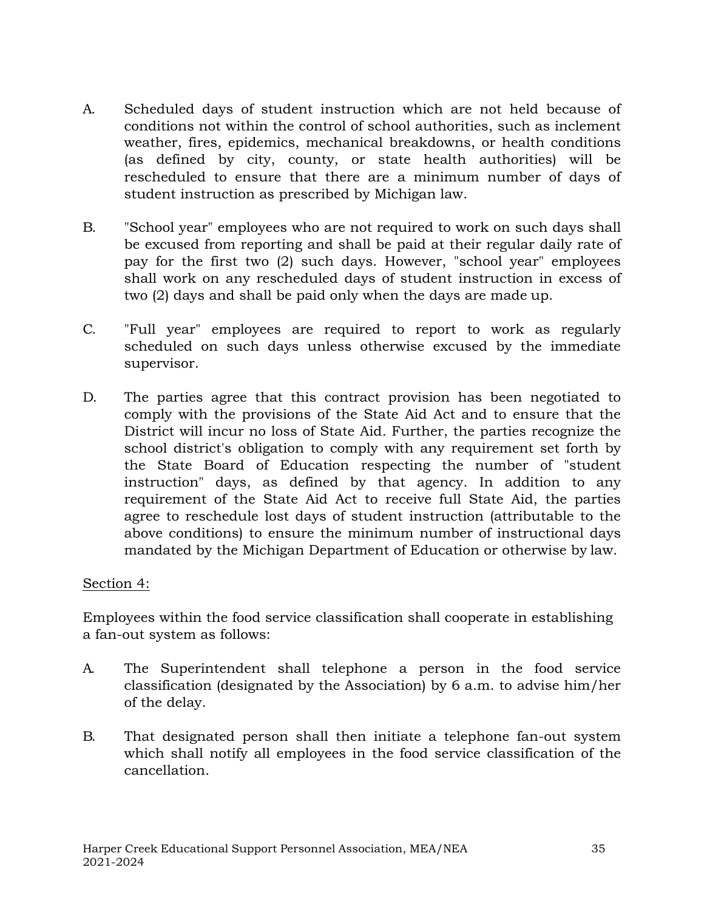A. Scheduled days of student instruction which are not held because of conditions not within the control of school authorities, such as inclement weather, fires, epidemics, mechanical breakdowns, or health conditions (as defined by city, county, or state health authorities) will be rescheduled to ensure that there are a minimum number of days of student instruction as prescribed by Michigan law.

B. "School year" employees who are not required to work on such days shall be excused from reporting and shall be paid at their regular daily rate of pay for the first two (2) such days. However, "school year" employees shall work on any rescheduled days of student instruction in excess of two (2) days and shall be paid only when the days are made up.

C. "Full year" employees are required to report to work as regularly scheduled on such days unless otherwise excused by the immediate supervisor.

D. The parties agree that this contract provision has been negotiated to comply with the provisions of the State Aid Act and to ensure that the District will incur no loss of State Aid. Further, the parties recognize the school district's obligation to comply with any requirement set forth by the State Board of Education respecting the number of "student instruction" days, as defined by that agency. In addition to any requirement of the State Aid Act to receive full State Aid, the parties agree to reschedule lost days of student instruction (attributable to the above conditions) to ensure the minimum number of instructional days mandated by the Michigan Department of Education or otherwise by law.

<u>Section 4:</u>

Employees within the food service classification shall cooperate in establishing a fan-out system as follows:

A. The Superintendent shall telephone a person in the food service classification (designated by the Association) by 6 a.m. to advise him/her of the delay.

B. That designated person shall then initiate a telephone fan-out system which shall notify all employees in the food service classification of the cancellation.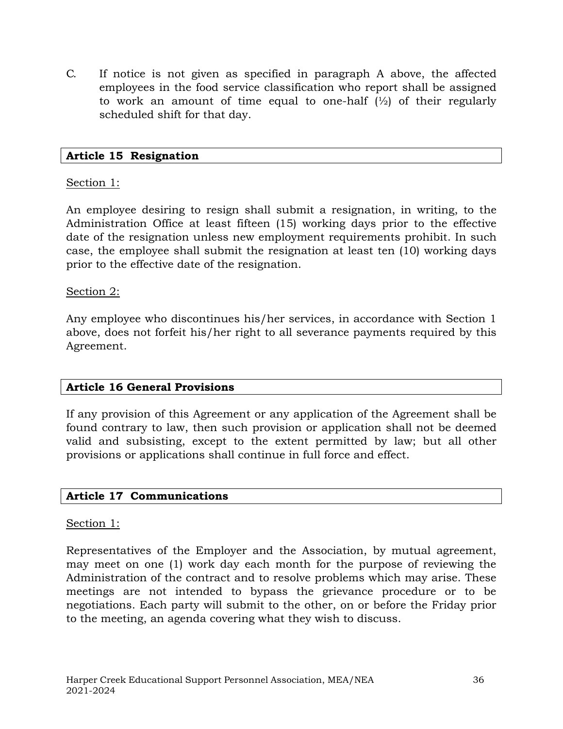C. If notice is not given as specified in paragraph A above, the affected employees in the food service classification who report shall be assigned to work an amount of time equal to one-half (½) of their regularly scheduled shift for that day.

## Article 15 Resignation

Section 1:

An employee desiring to resign shall submit a resignation, in writing, to the Administration Office at least fifteen (15) working days prior to the effective date of the resignation unless new employment requirements prohibit. In such case, the employee shall submit the resignation at least ten (10) working days prior to the effective date of the resignation.

Section 2:

Any employee who discontinues his/her services, in accordance with Section 1 above, does not forfeit his/her right to all severance payments required by this Agreement.

## Article 16 General Provisions

If any provision of this Agreement or any application of the Agreement shall be found contrary to law, then such provision or application shall not be deemed valid and subsisting, except to the extent permitted by law; but all other provisions or applications shall continue in full force and effect.

## Article 17 Communications

Section 1:

Representatives of the Employer and the Association, by mutual agreement, may meet on one (1) work day each month for the purpose of reviewing the Administration of the contract and to resolve problems which may arise. These meetings are not intended to bypass the grievance procedure or to be negotiations. Each party will submit to the other, on or before the Friday prior to the meeting, an agenda covering what they wish to discuss.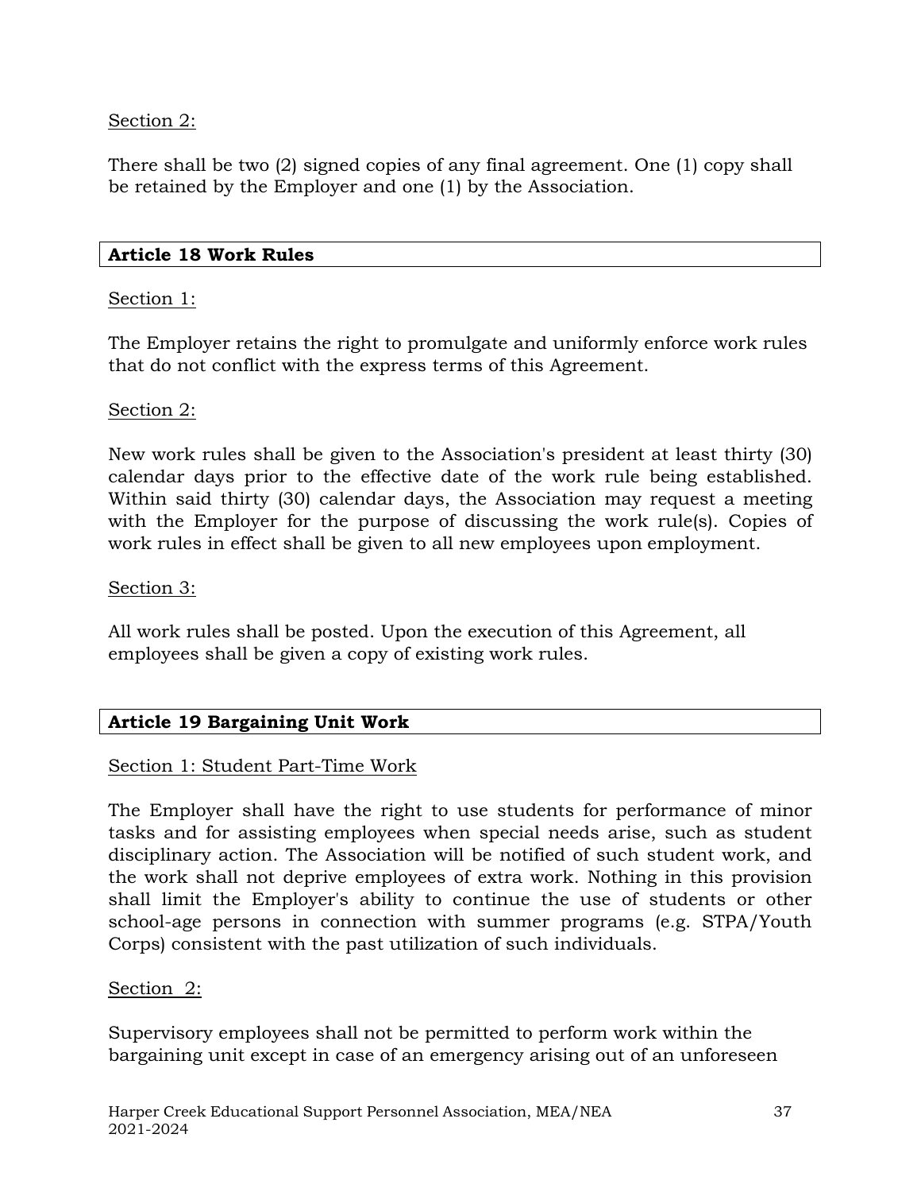Section 2:

There shall be two (2) signed copies of any final agreement. One (1) copy shall be retained by the Employer and one (1) by the Association.

## Article 18 Work Rules

Section 1:

The Employer retains the right to promulgate and uniformly enforce work rules that do not conflict with the express terms of this Agreement.

Section 2:

New work rules shall be given to the Association's president at least thirty (30) calendar days prior to the effective date of the work rule being established. Within said thirty (30) calendar days, the Association may request a meeting with the Employer for the purpose of discussing the work rule(s). Copies of work rules in effect shall be given to all new employees upon employment.

Section 3:

All work rules shall be posted. Upon the execution of this Agreement, all employees shall be given a copy of existing work rules.

## Article 19 Bargaining Unit Work

Section 1: Student Part-Time Work

The Employer shall have the right to use students for performance of minor tasks and for assisting employees when special needs arise, such as student disciplinary action. The Association will be notified of such student work, and the work shall not deprive employees of extra work. Nothing in this provision shall limit the Employer's ability to continue the use of students or other school-age persons in connection with summer programs (e.g. STPA/Youth Corps) consistent with the past utilization of such individuals.

Section 2:

Supervisory employees shall not be permitted to perform work within the bargaining unit except in case of an emergency arising out of an unforeseen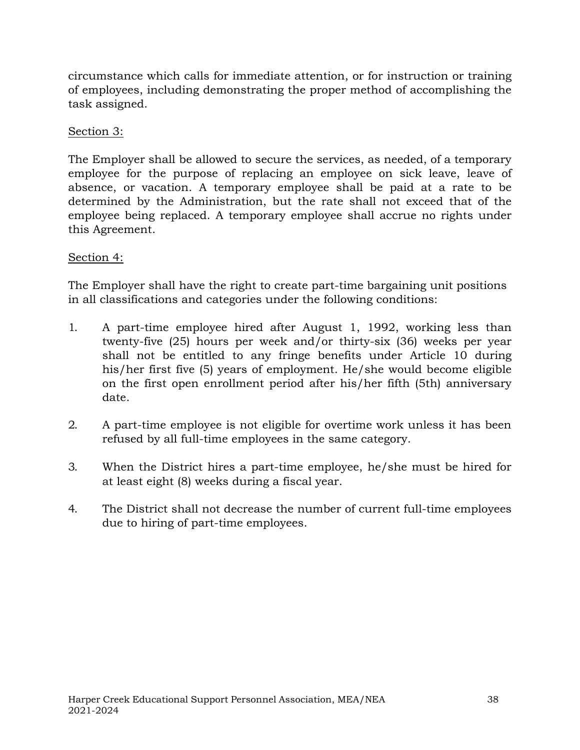circumstance which calls for immediate attention, or for instruction or training of employees, including demonstrating the proper method of accomplishing the task assigned.

<u>Section 3:</u>

The Employer shall be allowed to secure the services, as needed, of a temporary employee for the purpose of replacing an employee on sick leave, leave of absence, or vacation. A temporary employee shall be paid at a rate to be determined by the Administration, but the rate shall not exceed that of the employee being replaced. A temporary employee shall accrue no rights under this Agreement.

<u>Section 4:</u>

The Employer shall have the right to create part-time bargaining unit positions in all classifications and categories under the following conditions:

1. A part-time employee hired after August 1, 1992, working less than twenty-five (25) hours per week and/or thirty-six (36) weeks per year shall not be entitled to any fringe benefits under Article 10 during his/her first five (5) years of employment. He/she would become eligible on the first open enrollment period after his/her fifth (5th) anniversary date.

2. A part-time employee is not eligible for overtime work unless it has been refused by all full-time employees in the same category.

3. When the District hires a part-time employee, he/she must be hired for at least eight (8) weeks during a fiscal year.

4. The District shall not decrease the number of current full-time employees due to hiring of part-time employees.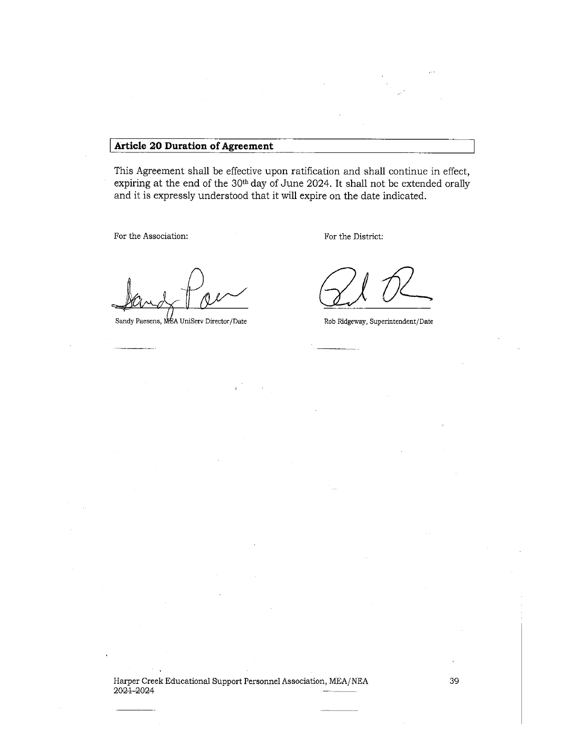## Article 20 Duration of Agreement

This Agreement shall be effective upon ratification and shall continue in effect, expiring at the end of the 30th day of June 2024. It shall not be extended orally and it is expressly understood that it will expire on the date indicated.

For the Association:

Sandy Paesens, MEA UniServ Director/Date

For the District:

Rob Ridgeway, Superintendent/Date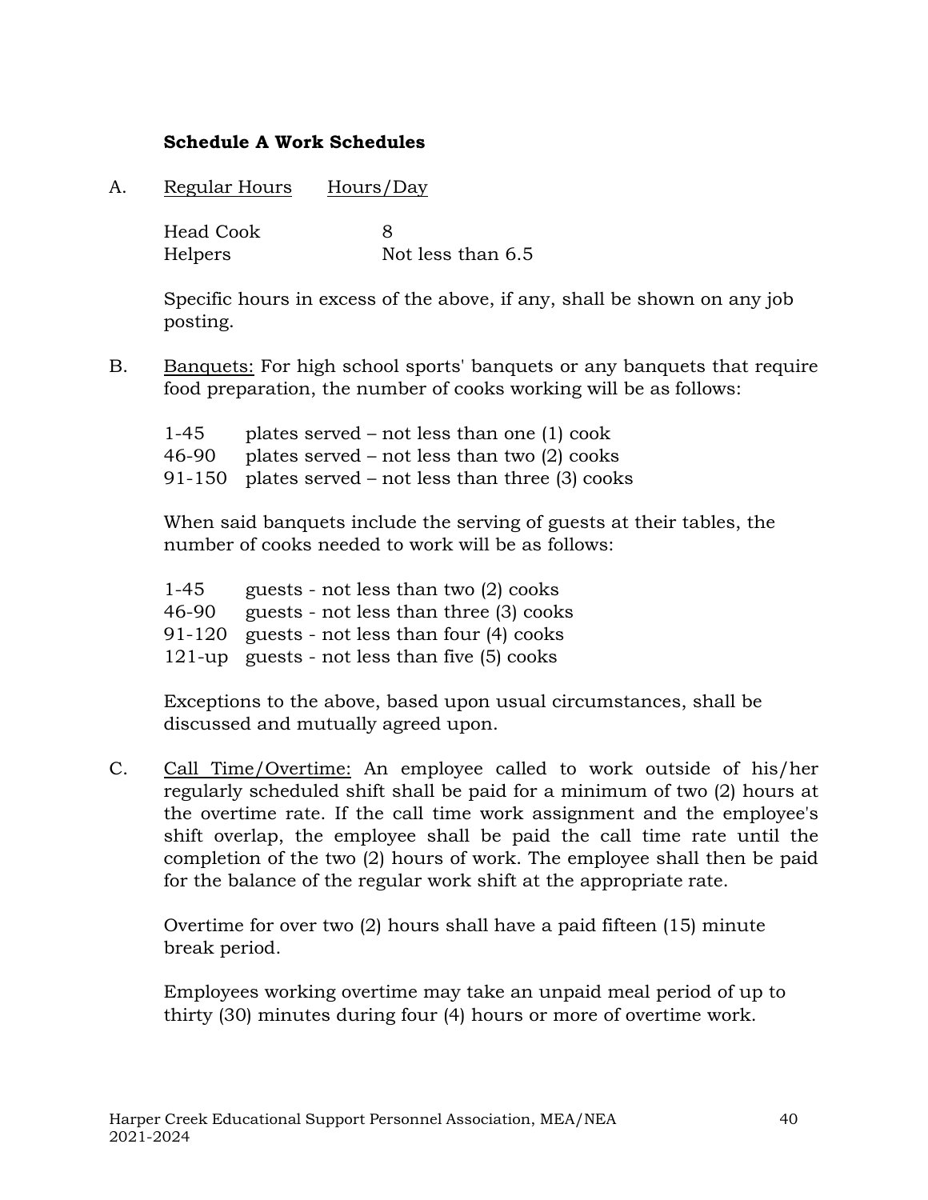## Schedule A Work Schedules

A. <u>Regular Hours</u> <u>Hours/Day</u>

| Regular Hours | Hours/Day |
|---|---|
| Head Cook | 8 |
| Helpers | Not less than 6.5 |

Specific hours in excess of the above, if any, shall be shown on any job posting.

B. <u>Banquets:</u> For high school sports' banquets or any banquets that require food preparation, the number of cooks working will be as follows:

1-45 plates served – not less than one (1) cook
46-90 plates served – not less than two (2) cooks
91-150 plates served – not less than three (3) cooks

When said banquets include the serving of guests at their tables, the number of cooks needed to work will be as follows:

1-45 guests - not less than two (2) cooks
46-90 guests - not less than three (3) cooks
91-120 guests - not less than four (4) cooks
121-up guests - not less than five (5) cooks

Exceptions to the above, based upon usual circumstances, shall be discussed and mutually agreed upon.

C. <u>Call Time/Overtime:</u> An employee called to work outside of his/her regularly scheduled shift shall be paid for a minimum of two (2) hours at the overtime rate. If the call time work assignment and the employee's shift overlap, the employee shall be paid the call time rate until the completion of the two (2) hours of work. The employee shall then be paid for the balance of the regular work shift at the appropriate rate.

Overtime for over two (2) hours shall have a paid fifteen (15) minute break period.

Employees working overtime may take an unpaid meal period of up to thirty (30) minutes during four (4) hours or more of overtime work.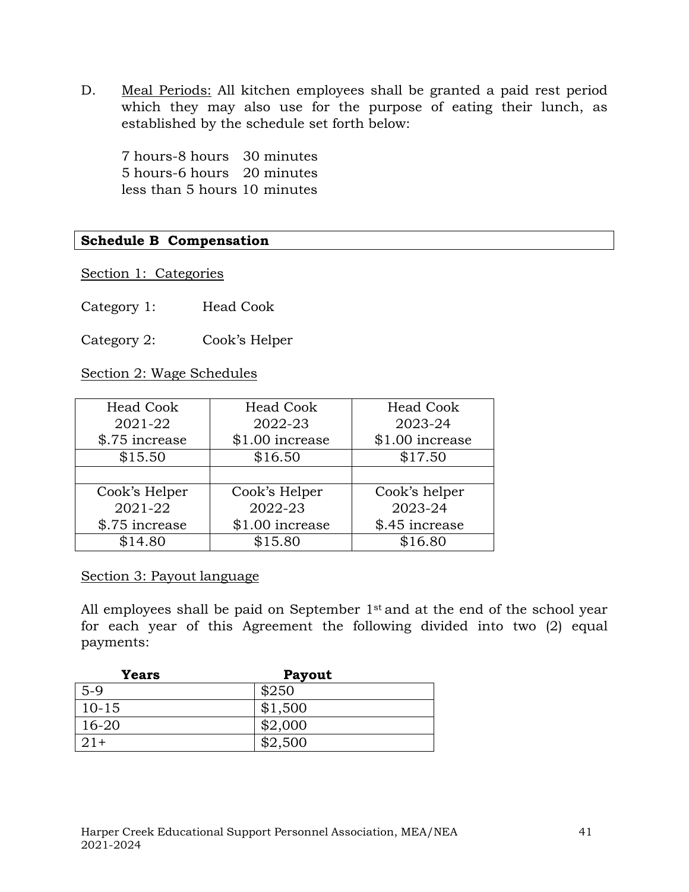D. <u>Meal Periods:</u> All kitchen employees shall be granted a paid rest period which they may also use for the purpose of eating their lunch, as established by the schedule set forth below:

7 hours-8 hours 30 minutes
5 hours-6 hours 20 minutes
less than 5 hours 10 minutes

**Schedule B Compensation**

<u>Section 1: Categories</u>

Category 1: Head Cook

Category 2: Cook's Helper

<u>Section 2: Wage Schedules</u>

| Head Cook 2021-22 $.75 increase | Head Cook 2022-23 $1.00 increase | Head Cook 2023-24 $1.00 increase |
|---|---|---|
| $15.50 | $16.50 | $17.50 |
| | | |
| Cook's Helper 2021-22 $.75 increase | Cook's Helper 2022-23 $1.00 increase | Cook's helper 2023-24 $.45 increase |
| $14.80 | $15.80 | $16.80 |

<u>Section 3: Payout language</u>

All employees shall be paid on September 1st and at the end of the school year for each year of this Agreement the following divided into two (2) equal payments:

| Years | Payout |
|---|---|
| 5-9 | $250 |
| 10-15 | $1,500 |
| 16-20 | $2,000 |
| 21+ | $2,500 |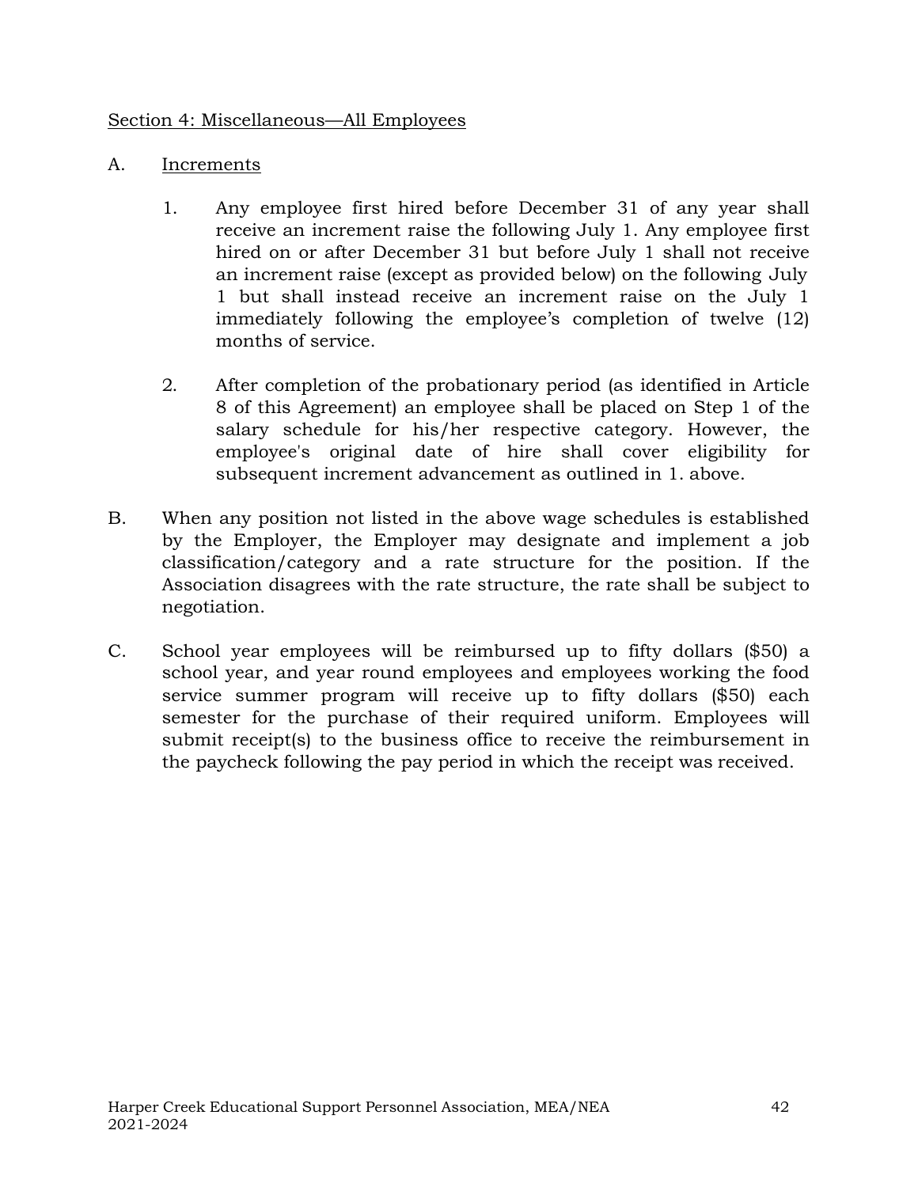Section 4: Miscellaneous—All Employees

A. Increments

1. Any employee first hired before December 31 of any year shall receive an increment raise the following July 1. Any employee first hired on or after December 31 but before July 1 shall not receive an increment raise (except as provided below) on the following July 1 but shall instead receive an increment raise on the July 1 immediately following the employee's completion of twelve (12) months of service.

2. After completion of the probationary period (as identified in Article 8 of this Agreement) an employee shall be placed on Step 1 of the salary schedule for his/her respective category. However, the employee's original date of hire shall cover eligibility for subsequent increment advancement as outlined in 1. above.

B. When any position not listed in the above wage schedules is established by the Employer, the Employer may designate and implement a job classification/category and a rate structure for the position. If the Association disagrees with the rate structure, the rate shall be subject to negotiation.

C. School year employees will be reimbursed up to fifty dollars ($50) a school year, and year round employees and employees working the food service summer program will receive up to fifty dollars ($50) each semester for the purchase of their required uniform. Employees will submit receipt(s) to the business office to receive the reimbursement in the paycheck following the pay period in which the receipt was received.